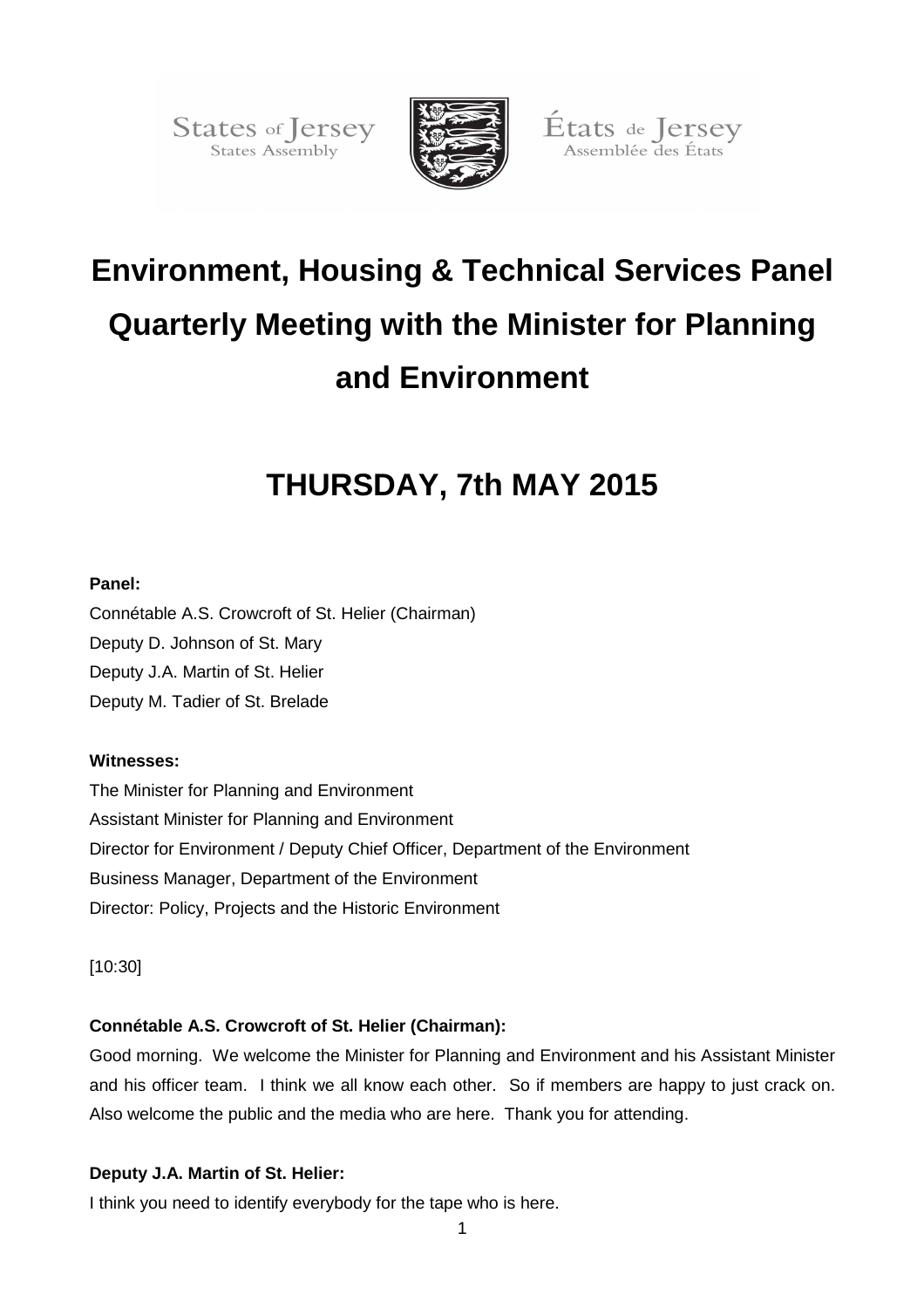States of Jersey
States Assembly

États de Jersey
Assemblée des États

# Environment, Housing & Technical Services Panel Quarterly Meeting with the Minister for Planning and Environment

# THURSDAY, 7th MAY 2015

**Panel:**

Connétable A.S. Crowcroft of St. Helier (Chairman)
Deputy D. Johnson of St. Mary
Deputy J.A. Martin of St. Helier
Deputy M. Tadier of St. Brelade

**Witnesses:**

The Minister for Planning and Environment
Assistant Minister for Planning and Environment
Director for Environment / Deputy Chief Officer, Department of the Environment
Business Manager, Department of the Environment
Director: Policy, Projects and the Historic Environment

[10:30]

**Connétable A.S. Crowcroft of St. Helier (Chairman):**

Good morning. We welcome the Minister for Planning and Environment and his Assistant Minister and his officer team. I think we all know each other. So if members are happy to just crack on. Also welcome the public and the media who are here. Thank you for attending.

**Deputy J.A. Martin of St. Helier:**

I think you need to identify everybody for the tape who is here.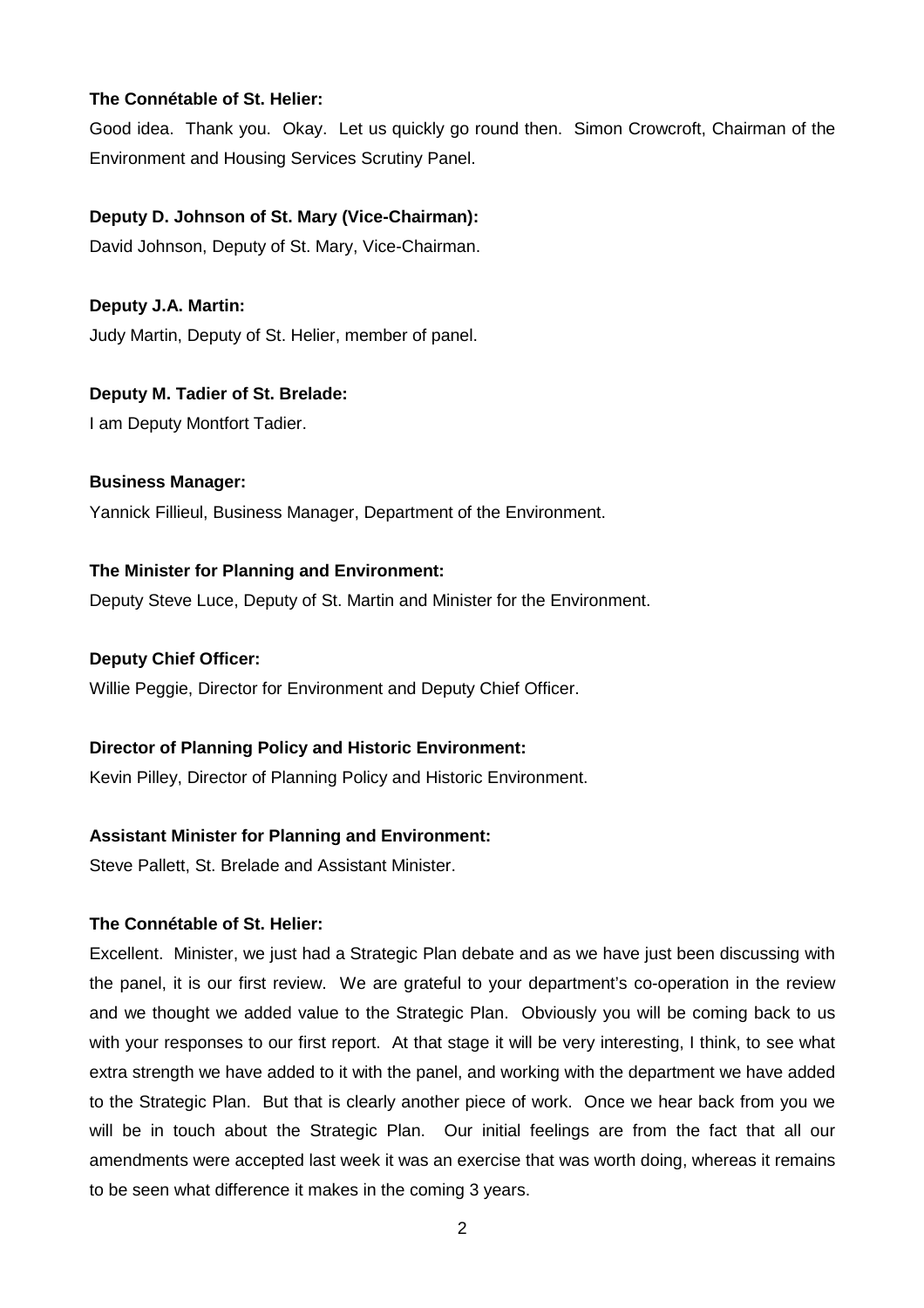**The Connétable of St. Helier:**

Good idea. Thank you. Okay. Let us quickly go round then. Simon Crowcroft, Chairman of the Environment and Housing Services Scrutiny Panel.

**Deputy D. Johnson of St. Mary (Vice-Chairman):**

David Johnson, Deputy of St. Mary, Vice-Chairman.

**Deputy J.A. Martin:**

Judy Martin, Deputy of St. Helier, member of panel.

**Deputy M. Tadier of St. Brelade:**

I am Deputy Montfort Tadier.

**Business Manager:**

Yannick Fillieul, Business Manager, Department of the Environment.

**The Minister for Planning and Environment:**

Deputy Steve Luce, Deputy of St. Martin and Minister for the Environment.

**Deputy Chief Officer:**

Willie Peggie, Director for Environment and Deputy Chief Officer.

**Director of Planning Policy and Historic Environment:**

Kevin Pilley, Director of Planning Policy and Historic Environment.

**Assistant Minister for Planning and Environment:**

Steve Pallett, St. Brelade and Assistant Minister.

**The Connétable of St. Helier:**

Excellent. Minister, we just had a Strategic Plan debate and as we have just been discussing with the panel, it is our first review. We are grateful to your department's co-operation in the review and we thought we added value to the Strategic Plan. Obviously you will be coming back to us with your responses to our first report. At that stage it will be very interesting, I think, to see what extra strength we have added to it with the panel, and working with the department we have added to the Strategic Plan. But that is clearly another piece of work. Once we hear back from you we will be in touch about the Strategic Plan. Our initial feelings are from the fact that all our amendments were accepted last week it was an exercise that was worth doing, whereas it remains to be seen what difference it makes in the coming 3 years.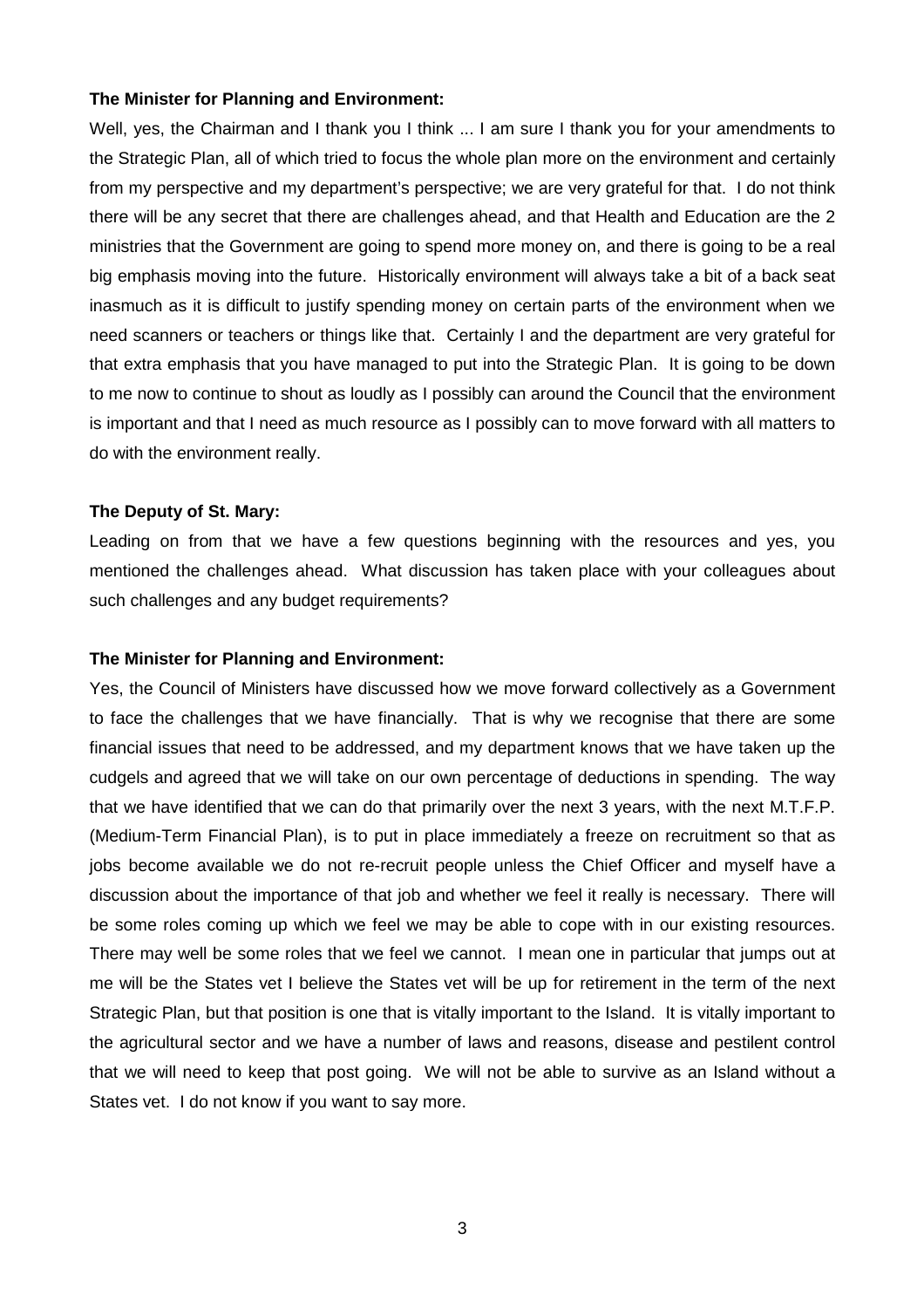**The Minister for Planning and Environment:**

Well, yes, the Chairman and I thank you I think ... I am sure I thank you for your amendments to the Strategic Plan, all of which tried to focus the whole plan more on the environment and certainly from my perspective and my department's perspective; we are very grateful for that. I do not think there will be any secret that there are challenges ahead, and that Health and Education are the 2 ministries that the Government are going to spend more money on, and there is going to be a real big emphasis moving into the future. Historically environment will always take a bit of a back seat inasmuch as it is difficult to justify spending money on certain parts of the environment when we need scanners or teachers or things like that. Certainly I and the department are very grateful for that extra emphasis that you have managed to put into the Strategic Plan. It is going to be down to me now to continue to shout as loudly as I possibly can around the Council that the environment is important and that I need as much resource as I possibly can to move forward with all matters to do with the environment really.

**The Deputy of St. Mary:**

Leading on from that we have a few questions beginning with the resources and yes, you mentioned the challenges ahead. What discussion has taken place with your colleagues about such challenges and any budget requirements?

**The Minister for Planning and Environment:**

Yes, the Council of Ministers have discussed how we move forward collectively as a Government to face the challenges that we have financially. That is why we recognise that there are some financial issues that need to be addressed, and my department knows that we have taken up the cudgels and agreed that we will take on our own percentage of deductions in spending. The way that we have identified that we can do that primarily over the next 3 years, with the next M.T.F.P. (Medium-Term Financial Plan), is to put in place immediately a freeze on recruitment so that as jobs become available we do not re-recruit people unless the Chief Officer and myself have a discussion about the importance of that job and whether we feel it really is necessary. There will be some roles coming up which we feel we may be able to cope with in our existing resources. There may well be some roles that we feel we cannot. I mean one in particular that jumps out at me will be the States vet I believe the States vet will be up for retirement in the term of the next Strategic Plan, but that position is one that is vitally important to the Island. It is vitally important to the agricultural sector and we have a number of laws and reasons, disease and pestilent control that we will need to keep that post going. We will not be able to survive as an Island without a States vet. I do not know if you want to say more.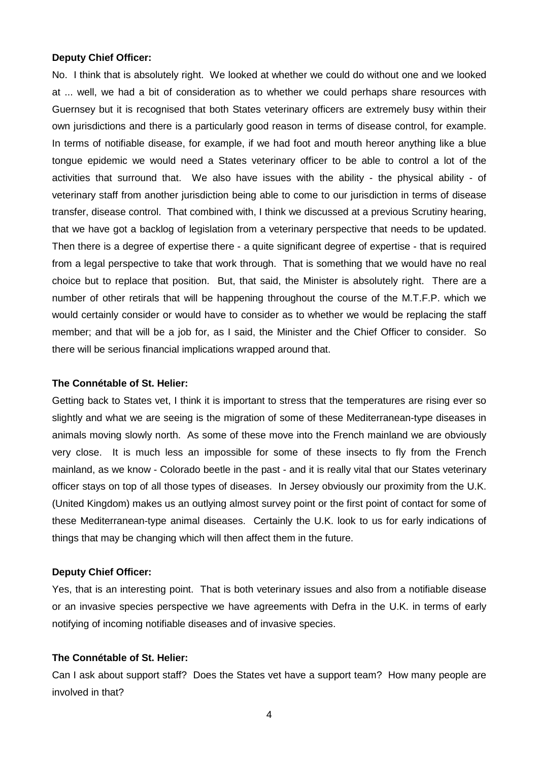**Deputy Chief Officer:**

No. I think that is absolutely right. We looked at whether we could do without one and we looked at ... well, we had a bit of consideration as to whether we could perhaps share resources with Guernsey but it is recognised that both States veterinary officers are extremely busy within their own jurisdictions and there is a particularly good reason in terms of disease control, for example. In terms of notifiable disease, for example, if we had foot and mouth hereor anything like a blue tongue epidemic we would need a States veterinary officer to be able to control a lot of the activities that surround that. We also have issues with the ability - the physical ability - of veterinary staff from another jurisdiction being able to come to our jurisdiction in terms of disease transfer, disease control. That combined with, I think we discussed at a previous Scrutiny hearing, that we have got a backlog of legislation from a veterinary perspective that needs to be updated. Then there is a degree of expertise there - a quite significant degree of expertise - that is required from a legal perspective to take that work through. That is something that we would have no real choice but to replace that position. But, that said, the Minister is absolutely right. There are a number of other retirals that will be happening throughout the course of the M.T.F.P. which we would certainly consider or would have to consider as to whether we would be replacing the staff member; and that will be a job for, as I said, the Minister and the Chief Officer to consider. So there will be serious financial implications wrapped around that.

**The Connétable of St. Helier:**

Getting back to States vet, I think it is important to stress that the temperatures are rising ever so slightly and what we are seeing is the migration of some of these Mediterranean-type diseases in animals moving slowly north. As some of these move into the French mainland we are obviously very close. It is much less an impossible for some of these insects to fly from the French mainland, as we know - Colorado beetle in the past - and it is really vital that our States veterinary officer stays on top of all those types of diseases. In Jersey obviously our proximity from the U.K. (United Kingdom) makes us an outlying almost survey point or the first point of contact for some of these Mediterranean-type animal diseases. Certainly the U.K. look to us for early indications of things that may be changing which will then affect them in the future.

**Deputy Chief Officer:**

Yes, that is an interesting point. That is both veterinary issues and also from a notifiable disease or an invasive species perspective we have agreements with Defra in the U.K. in terms of early notifying of incoming notifiable diseases and of invasive species.

**The Connétable of St. Helier:**

Can I ask about support staff? Does the States vet have a support team? How many people are involved in that?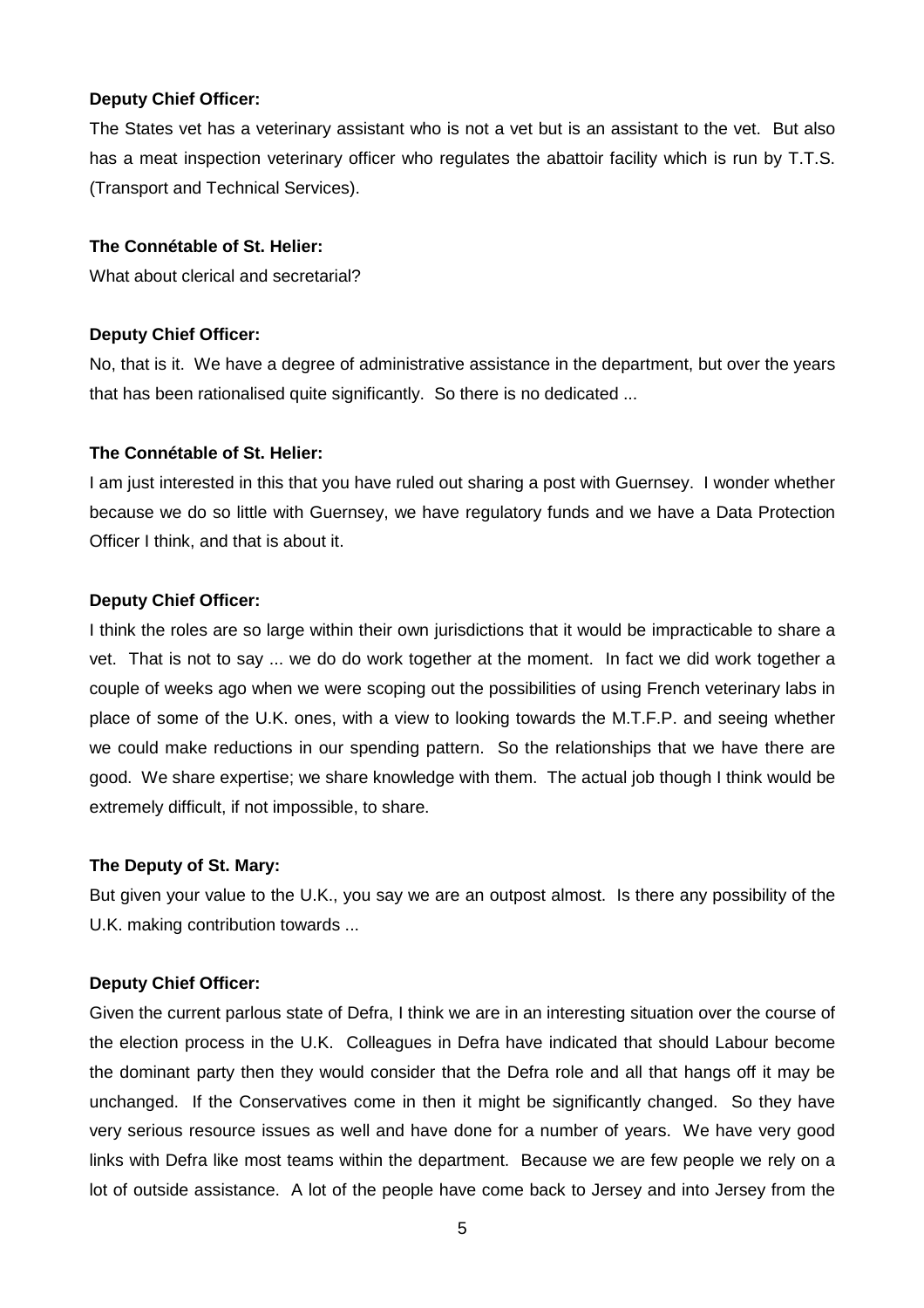**Deputy Chief Officer:**

The States vet has a veterinary assistant who is not a vet but is an assistant to the vet. But also has a meat inspection veterinary officer who regulates the abattoir facility which is run by T.T.S. (Transport and Technical Services).

**The Connétable of St. Helier:**

What about clerical and secretarial?

**Deputy Chief Officer:**

No, that is it. We have a degree of administrative assistance in the department, but over the years that has been rationalised quite significantly. So there is no dedicated ...

**The Connétable of St. Helier:**

I am just interested in this that you have ruled out sharing a post with Guernsey. I wonder whether because we do so little with Guernsey, we have regulatory funds and we have a Data Protection Officer I think, and that is about it.

**Deputy Chief Officer:**

I think the roles are so large within their own jurisdictions that it would be impracticable to share a vet. That is not to say ... we do do work together at the moment. In fact we did work together a couple of weeks ago when we were scoping out the possibilities of using French veterinary labs in place of some of the U.K. ones, with a view to looking towards the M.T.F.P. and seeing whether we could make reductions in our spending pattern. So the relationships that we have there are good. We share expertise; we share knowledge with them. The actual job though I think would be extremely difficult, if not impossible, to share.

**The Deputy of St. Mary:**

But given your value to the U.K., you say we are an outpost almost. Is there any possibility of the U.K. making contribution towards ...

**Deputy Chief Officer:**

Given the current parlous state of Defra, I think we are in an interesting situation over the course of the election process in the U.K. Colleagues in Defra have indicated that should Labour become the dominant party then they would consider that the Defra role and all that hangs off it may be unchanged. If the Conservatives come in then it might be significantly changed. So they have very serious resource issues as well and have done for a number of years. We have very good links with Defra like most teams within the department. Because we are few people we rely on a lot of outside assistance. A lot of the people have come back to Jersey and into Jersey from the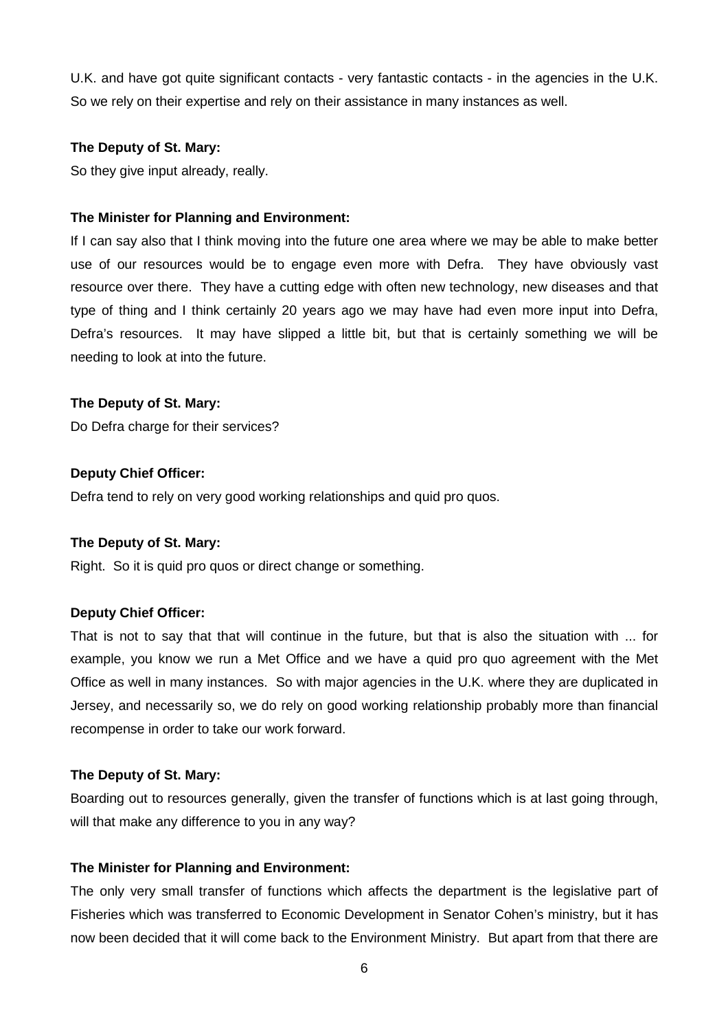U.K. and have got quite significant contacts - very fantastic contacts - in the agencies in the U.K. So we rely on their expertise and rely on their assistance in many instances as well.

**The Deputy of St. Mary:**

So they give input already, really.

**The Minister for Planning and Environment:**

If I can say also that I think moving into the future one area where we may be able to make better use of our resources would be to engage even more with Defra. They have obviously vast resource over there. They have a cutting edge with often new technology, new diseases and that type of thing and I think certainly 20 years ago we may have had even more input into Defra, Defra's resources. It may have slipped a little bit, but that is certainly something we will be needing to look at into the future.

**The Deputy of St. Mary:**

Do Defra charge for their services?

**Deputy Chief Officer:**

Defra tend to rely on very good working relationships and quid pro quos.

**The Deputy of St. Mary:**

Right. So it is quid pro quos or direct change or something.

**Deputy Chief Officer:**

That is not to say that that will continue in the future, but that is also the situation with ... for example, you know we run a Met Office and we have a quid pro quo agreement with the Met Office as well in many instances. So with major agencies in the U.K. where they are duplicated in Jersey, and necessarily so, we do rely on good working relationship probably more than financial recompense in order to take our work forward.

**The Deputy of St. Mary:**

Boarding out to resources generally, given the transfer of functions which is at last going through, will that make any difference to you in any way?

**The Minister for Planning and Environment:**

The only very small transfer of functions which affects the department is the legislative part of Fisheries which was transferred to Economic Development in Senator Cohen's ministry, but it has now been decided that it will come back to the Environment Ministry. But apart from that there are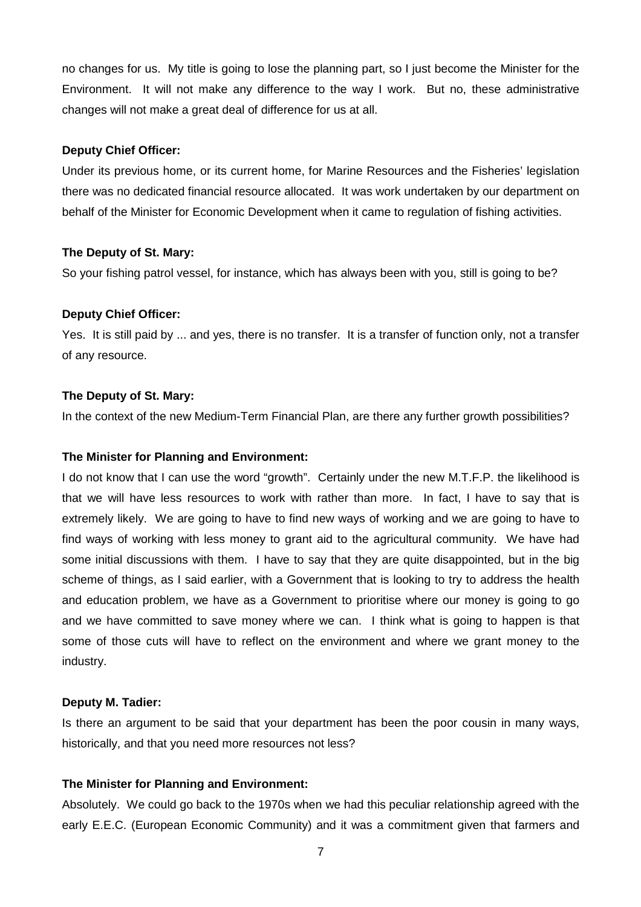no changes for us. My title is going to lose the planning part, so I just become the Minister for the Environment. It will not make any difference to the way I work. But no, these administrative changes will not make a great deal of difference for us at all.

**Deputy Chief Officer:**

Under its previous home, or its current home, for Marine Resources and the Fisheries' legislation there was no dedicated financial resource allocated. It was work undertaken by our department on behalf of the Minister for Economic Development when it came to regulation of fishing activities.

**The Deputy of St. Mary:**

So your fishing patrol vessel, for instance, which has always been with you, still is going to be?

**Deputy Chief Officer:**

Yes. It is still paid by ... and yes, there is no transfer. It is a transfer of function only, not a transfer of any resource.

**The Deputy of St. Mary:**

In the context of the new Medium-Term Financial Plan, are there any further growth possibilities?

**The Minister for Planning and Environment:**

I do not know that I can use the word "growth". Certainly under the new M.T.F.P. the likelihood is that we will have less resources to work with rather than more. In fact, I have to say that is extremely likely. We are going to have to find new ways of working and we are going to have to find ways of working with less money to grant aid to the agricultural community. We have had some initial discussions with them. I have to say that they are quite disappointed, but in the big scheme of things, as I said earlier, with a Government that is looking to try to address the health and education problem, we have as a Government to prioritise where our money is going to go and we have committed to save money where we can. I think what is going to happen is that some of those cuts will have to reflect on the environment and where we grant money to the industry.

**Deputy M. Tadier:**

Is there an argument to be said that your department has been the poor cousin in many ways, historically, and that you need more resources not less?

**The Minister for Planning and Environment:**

Absolutely. We could go back to the 1970s when we had this peculiar relationship agreed with the early E.E.C. (European Economic Community) and it was a commitment given that farmers and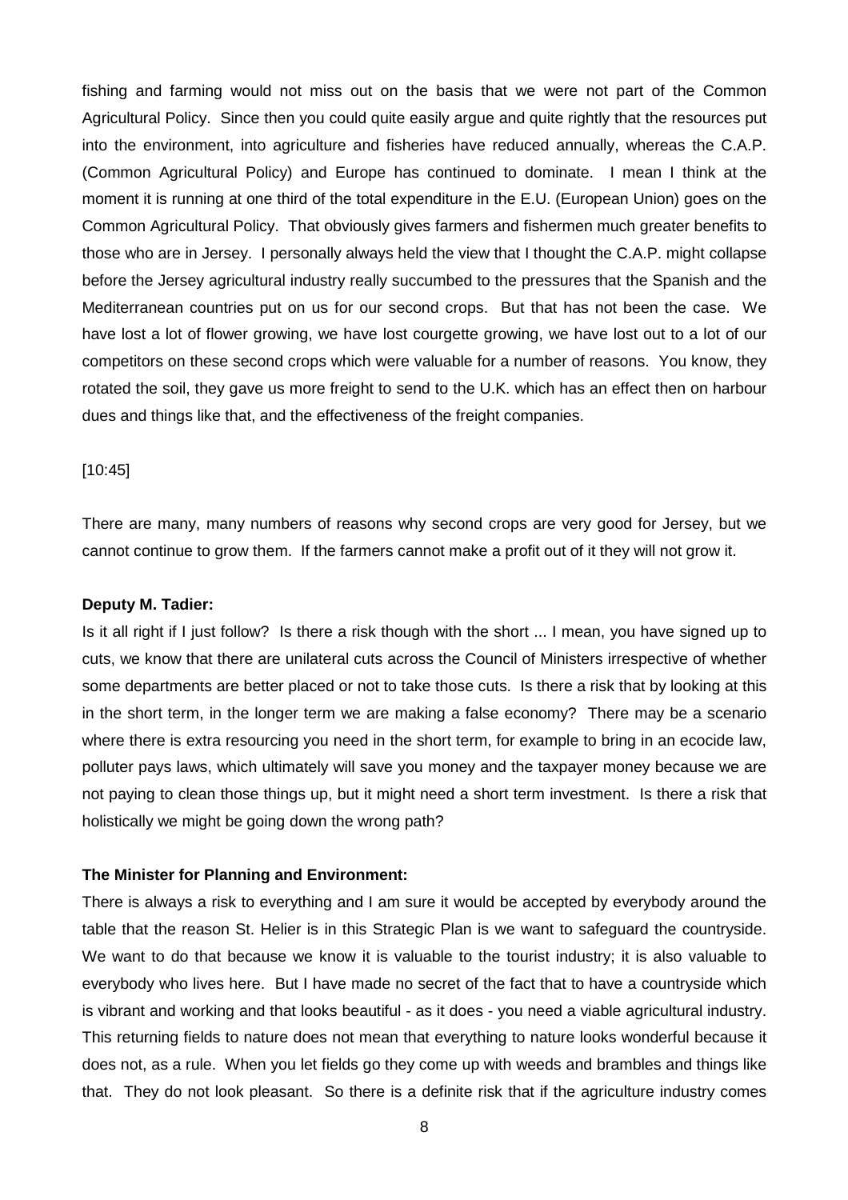fishing and farming would not miss out on the basis that we were not part of the Common Agricultural Policy. Since then you could quite easily argue and quite rightly that the resources put into the environment, into agriculture and fisheries have reduced annually, whereas the C.A.P. (Common Agricultural Policy) and Europe has continued to dominate. I mean I think at the moment it is running at one third of the total expenditure in the E.U. (European Union) goes on the Common Agricultural Policy. That obviously gives farmers and fishermen much greater benefits to those who are in Jersey. I personally always held the view that I thought the C.A.P. might collapse before the Jersey agricultural industry really succumbed to the pressures that the Spanish and the Mediterranean countries put on us for our second crops. But that has not been the case. We have lost a lot of flower growing, we have lost courgette growing, we have lost out to a lot of our competitors on these second crops which were valuable for a number of reasons. You know, they rotated the soil, they gave us more freight to send to the U.K. which has an effect then on harbour dues and things like that, and the effectiveness of the freight companies.

[10:45]

There are many, many numbers of reasons why second crops are very good for Jersey, but we cannot continue to grow them. If the farmers cannot make a profit out of it they will not grow it.

**Deputy M. Tadier:**

Is it all right if I just follow? Is there a risk though with the short ... I mean, you have signed up to cuts, we know that there are unilateral cuts across the Council of Ministers irrespective of whether some departments are better placed or not to take those cuts. Is there a risk that by looking at this in the short term, in the longer term we are making a false economy? There may be a scenario where there is extra resourcing you need in the short term, for example to bring in an ecocide law, polluter pays laws, which ultimately will save you money and the taxpayer money because we are not paying to clean those things up, but it might need a short term investment. Is there a risk that holistically we might be going down the wrong path?

**The Minister for Planning and Environment:**

There is always a risk to everything and I am sure it would be accepted by everybody around the table that the reason St. Helier is in this Strategic Plan is we want to safeguard the countryside. We want to do that because we know it is valuable to the tourist industry; it is also valuable to everybody who lives here. But I have made no secret of the fact that to have a countryside which is vibrant and working and that looks beautiful - as it does - you need a viable agricultural industry. This returning fields to nature does not mean that everything to nature looks wonderful because it does not, as a rule. When you let fields go they come up with weeds and brambles and things like that. They do not look pleasant. So there is a definite risk that if the agriculture industry comes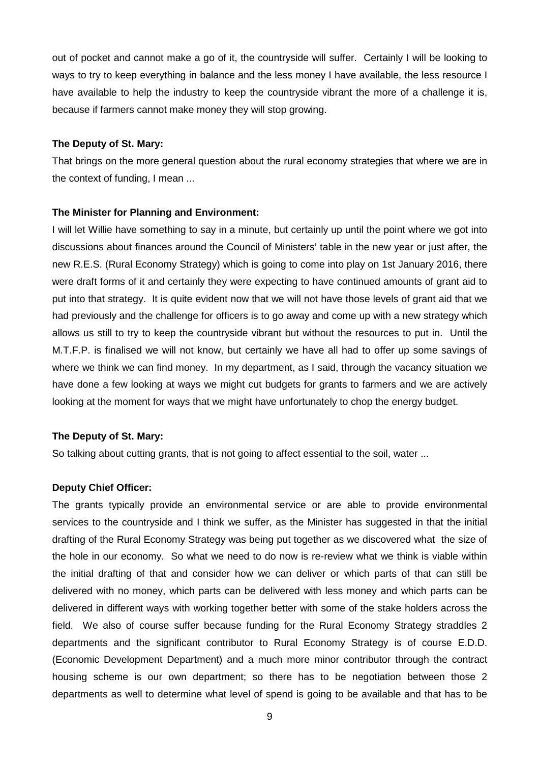out of pocket and cannot make a go of it, the countryside will suffer. Certainly I will be looking to ways to try to keep everything in balance and the less money I have available, the less resource I have available to help the industry to keep the countryside vibrant the more of a challenge it is, because if farmers cannot make money they will stop growing.

**The Deputy of St. Mary:**

That brings on the more general question about the rural economy strategies that where we are in the context of funding, I mean ...

**The Minister for Planning and Environment:**

I will let Willie have something to say in a minute, but certainly up until the point where we got into discussions about finances around the Council of Ministers' table in the new year or just after, the new R.E.S. (Rural Economy Strategy) which is going to come into play on 1st January 2016, there were draft forms of it and certainly they were expecting to have continued amounts of grant aid to put into that strategy. It is quite evident now that we will not have those levels of grant aid that we had previously and the challenge for officers is to go away and come up with a new strategy which allows us still to try to keep the countryside vibrant but without the resources to put in. Until the M.T.F.P. is finalised we will not know, but certainly we have all had to offer up some savings of where we think we can find money. In my department, as I said, through the vacancy situation we have done a few looking at ways we might cut budgets for grants to farmers and we are actively looking at the moment for ways that we might have unfortunately to chop the energy budget.

**The Deputy of St. Mary:**

So talking about cutting grants, that is not going to affect essential to the soil, water ...

**Deputy Chief Officer:**

The grants typically provide an environmental service or are able to provide environmental services to the countryside and I think we suffer, as the Minister has suggested in that the initial drafting of the Rural Economy Strategy was being put together as we discovered what the size of the hole in our economy. So what we need to do now is re-review what we think is viable within the initial drafting of that and consider how we can deliver or which parts of that can still be delivered with no money, which parts can be delivered with less money and which parts can be delivered in different ways with working together better with some of the stake holders across the field. We also of course suffer because funding for the Rural Economy Strategy straddles 2 departments and the significant contributor to Rural Economy Strategy is of course E.D.D. (Economic Development Department) and a much more minor contributor through the contract housing scheme is our own department; so there has to be negotiation between those 2 departments as well to determine what level of spend is going to be available and that has to be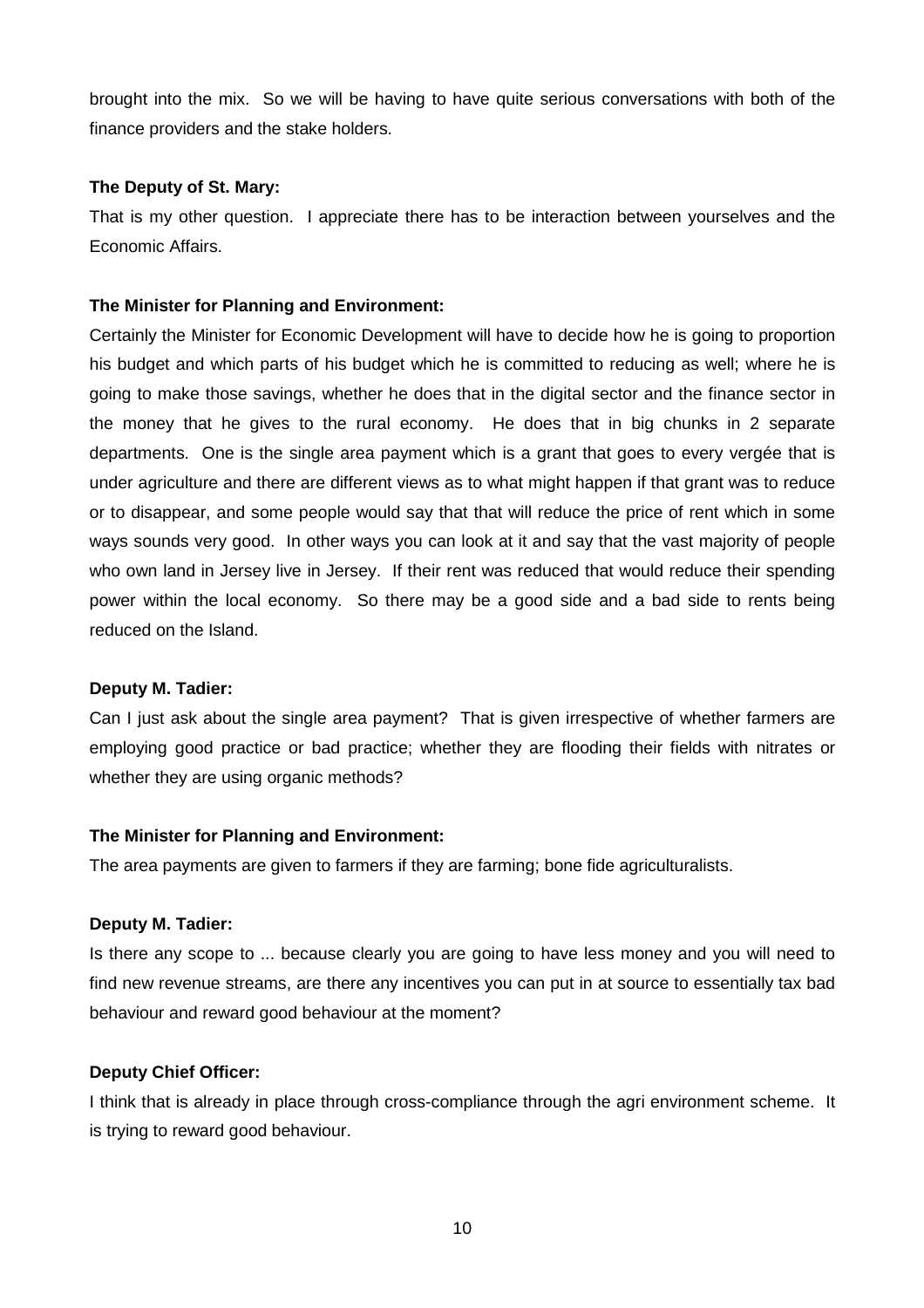brought into the mix. So we will be having to have quite serious conversations with both of the finance providers and the stake holders.

**The Deputy of St. Mary:**

That is my other question. I appreciate there has to be interaction between yourselves and the Economic Affairs.

**The Minister for Planning and Environment:**

Certainly the Minister for Economic Development will have to decide how he is going to proportion his budget and which parts of his budget which he is committed to reducing as well; where he is going to make those savings, whether he does that in the digital sector and the finance sector in the money that he gives to the rural economy. He does that in big chunks in 2 separate departments. One is the single area payment which is a grant that goes to every vergée that is under agriculture and there are different views as to what might happen if that grant was to reduce or to disappear, and some people would say that that will reduce the price of rent which in some ways sounds very good. In other ways you can look at it and say that the vast majority of people who own land in Jersey live in Jersey. If their rent was reduced that would reduce their spending power within the local economy. So there may be a good side and a bad side to rents being reduced on the Island.

**Deputy M. Tadier:**

Can I just ask about the single area payment? That is given irrespective of whether farmers are employing good practice or bad practice; whether they are flooding their fields with nitrates or whether they are using organic methods?

**The Minister for Planning and Environment:**

The area payments are given to farmers if they are farming; bone fide agriculturalists.

**Deputy M. Tadier:**

Is there any scope to ... because clearly you are going to have less money and you will need to find new revenue streams, are there any incentives you can put in at source to essentially tax bad behaviour and reward good behaviour at the moment?

**Deputy Chief Officer:**

I think that is already in place through cross-compliance through the agri environment scheme. It is trying to reward good behaviour.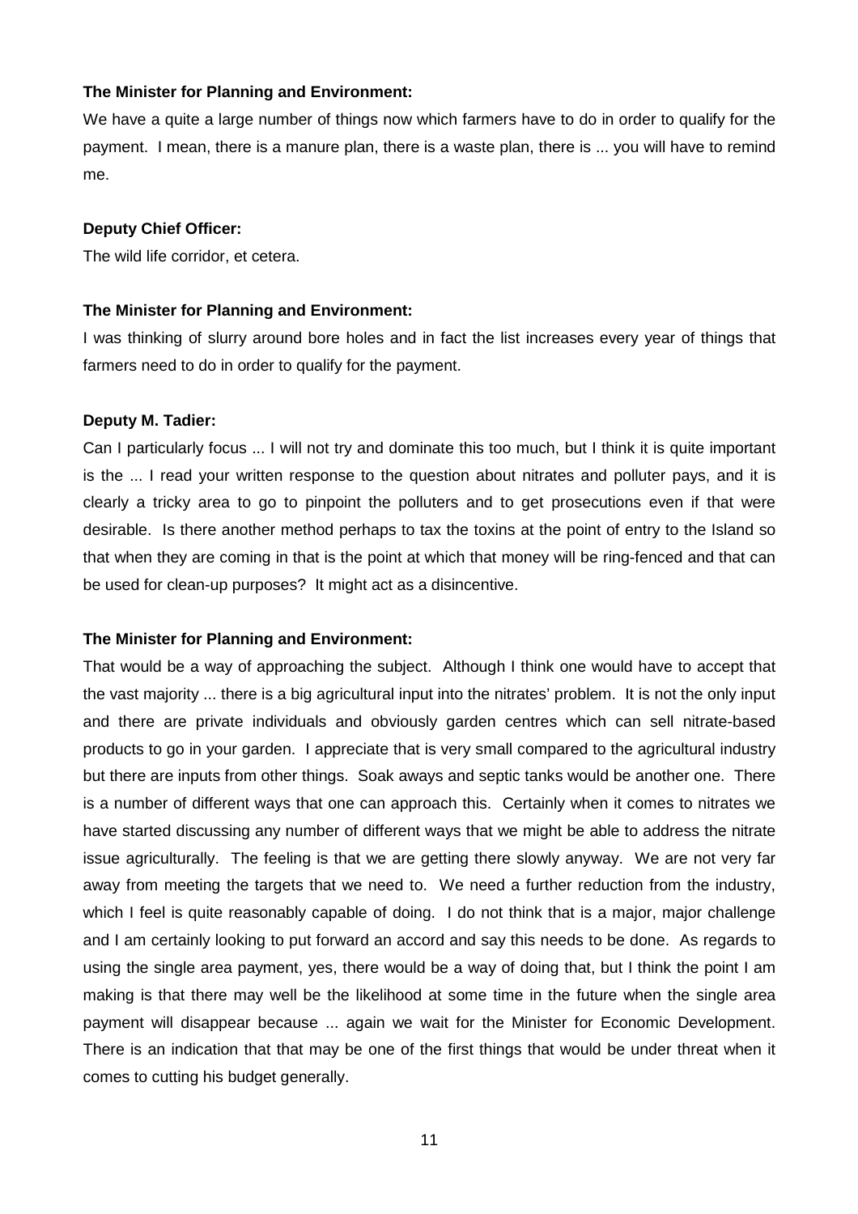**The Minister for Planning and Environment:**

We have a quite a large number of things now which farmers have to do in order to qualify for the payment. I mean, there is a manure plan, there is a waste plan, there is ... you will have to remind me.

**Deputy Chief Officer:**

The wild life corridor, et cetera.

**The Minister for Planning and Environment:**

I was thinking of slurry around bore holes and in fact the list increases every year of things that farmers need to do in order to qualify for the payment.

**Deputy M. Tadier:**

Can I particularly focus ... I will not try and dominate this too much, but I think it is quite important is the ... I read your written response to the question about nitrates and polluter pays, and it is clearly a tricky area to go to pinpoint the polluters and to get prosecutions even if that were desirable. Is there another method perhaps to tax the toxins at the point of entry to the Island so that when they are coming in that is the point at which that money will be ring-fenced and that can be used for clean-up purposes? It might act as a disincentive.

**The Minister for Planning and Environment:**

That would be a way of approaching the subject. Although I think one would have to accept that the vast majority ... there is a big agricultural input into the nitrates' problem. It is not the only input and there are private individuals and obviously garden centres which can sell nitrate-based products to go in your garden. I appreciate that is very small compared to the agricultural industry but there are inputs from other things. Soak aways and septic tanks would be another one. There is a number of different ways that one can approach this. Certainly when it comes to nitrates we have started discussing any number of different ways that we might be able to address the nitrate issue agriculturally. The feeling is that we are getting there slowly anyway. We are not very far away from meeting the targets that we need to. We need a further reduction from the industry, which I feel is quite reasonably capable of doing. I do not think that is a major, major challenge and I am certainly looking to put forward an accord and say this needs to be done. As regards to using the single area payment, yes, there would be a way of doing that, but I think the point I am making is that there may well be the likelihood at some time in the future when the single area payment will disappear because ... again we wait for the Minister for Economic Development. There is an indication that that may be one of the first things that would be under threat when it comes to cutting his budget generally.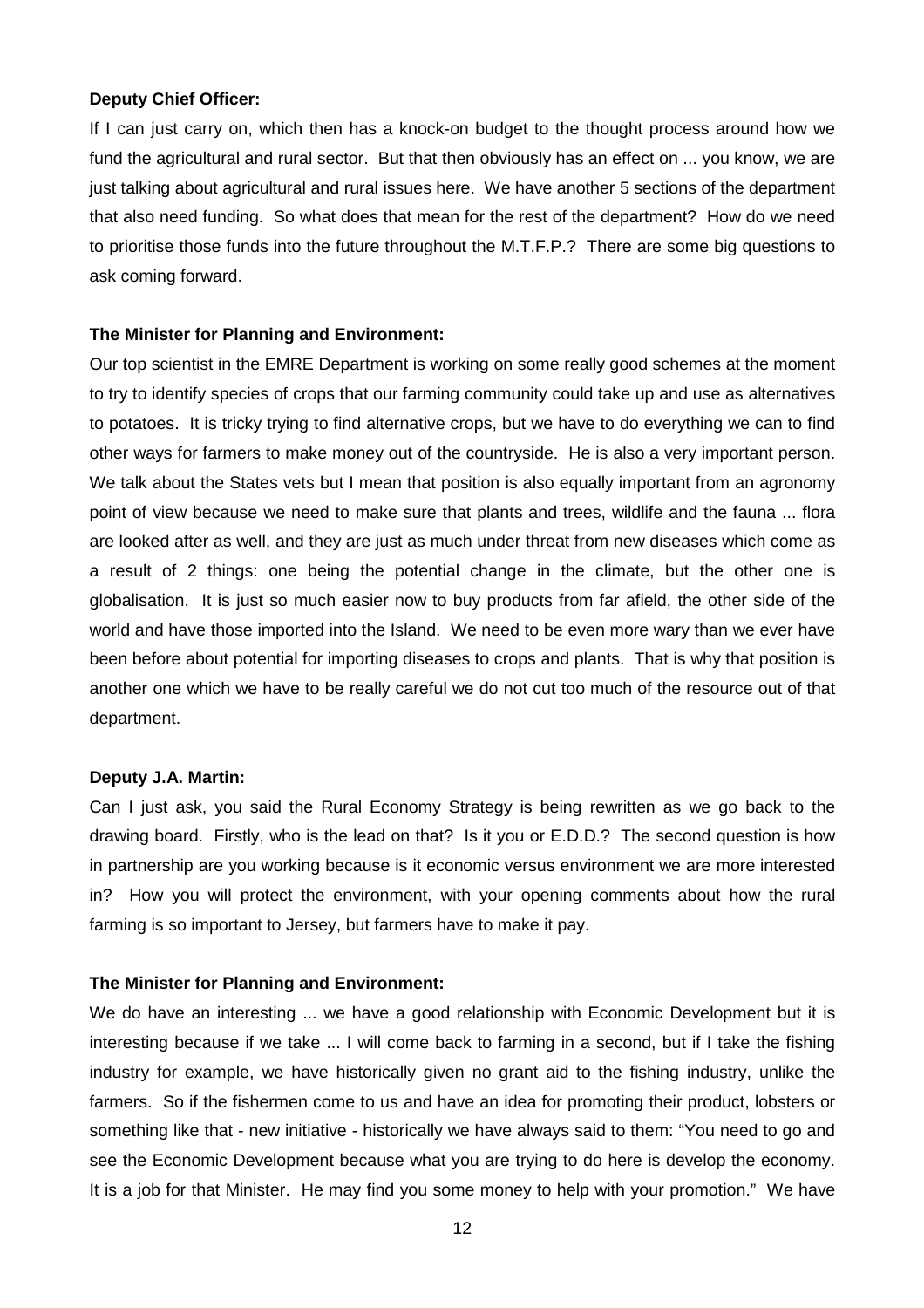**Deputy Chief Officer:**

If I can just carry on, which then has a knock-on budget to the thought process around how we fund the agricultural and rural sector. But that then obviously has an effect on ... you know, we are just talking about agricultural and rural issues here. We have another 5 sections of the department that also need funding. So what does that mean for the rest of the department? How do we need to prioritise those funds into the future throughout the M.T.F.P.? There are some big questions to ask coming forward.

**The Minister for Planning and Environment:**

Our top scientist in the EMRE Department is working on some really good schemes at the moment to try to identify species of crops that our farming community could take up and use as alternatives to potatoes. It is tricky trying to find alternative crops, but we have to do everything we can to find other ways for farmers to make money out of the countryside. He is also a very important person. We talk about the States vets but I mean that position is also equally important from an agronomy point of view because we need to make sure that plants and trees, wildlife and the fauna ... flora are looked after as well, and they are just as much under threat from new diseases which come as a result of 2 things: one being the potential change in the climate, but the other one is globalisation. It is just so much easier now to buy products from far afield, the other side of the world and have those imported into the Island. We need to be even more wary than we ever have been before about potential for importing diseases to crops and plants. That is why that position is another one which we have to be really careful we do not cut too much of the resource out of that department.

**Deputy J.A. Martin:**

Can I just ask, you said the Rural Economy Strategy is being rewritten as we go back to the drawing board. Firstly, who is the lead on that? Is it you or E.D.D.? The second question is how in partnership are you working because is it economic versus environment we are more interested in? How you will protect the environment, with your opening comments about how the rural farming is so important to Jersey, but farmers have to make it pay.

**The Minister for Planning and Environment:**

We do have an interesting ... we have a good relationship with Economic Development but it is interesting because if we take ... I will come back to farming in a second, but if I take the fishing industry for example, we have historically given no grant aid to the fishing industry, unlike the farmers. So if the fishermen come to us and have an idea for promoting their product, lobsters or something like that - new initiative - historically we have always said to them: "You need to go and see the Economic Development because what you are trying to do here is develop the economy. It is a job for that Minister. He may find you some money to help with your promotion." We have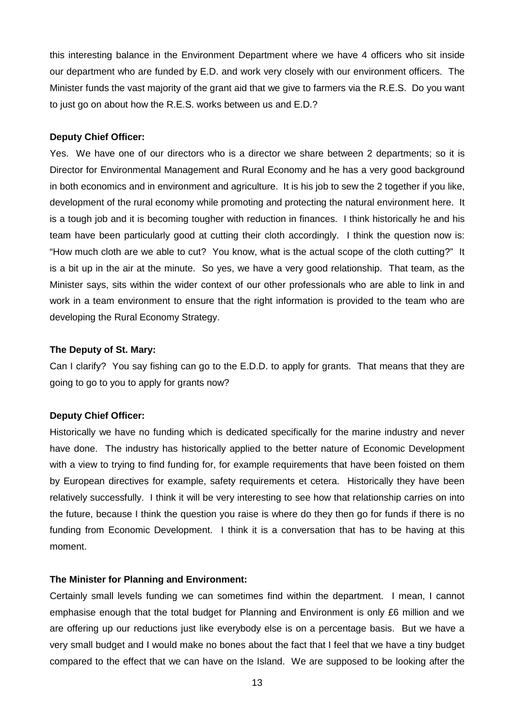this interesting balance in the Environment Department where we have 4 officers who sit inside our department who are funded by E.D. and work very closely with our environment officers. The Minister funds the vast majority of the grant aid that we give to farmers via the R.E.S. Do you want to just go on about how the R.E.S. works between us and E.D.?

**Deputy Chief Officer:**

Yes. We have one of our directors who is a director we share between 2 departments; so it is Director for Environmental Management and Rural Economy and he has a very good background in both economics and in environment and agriculture. It is his job to sew the 2 together if you like, development of the rural economy while promoting and protecting the natural environment here. It is a tough job and it is becoming tougher with reduction in finances. I think historically he and his team have been particularly good at cutting their cloth accordingly. I think the question now is: "How much cloth are we able to cut? You know, what is the actual scope of the cloth cutting?" It is a bit up in the air at the minute. So yes, we have a very good relationship. That team, as the Minister says, sits within the wider context of our other professionals who are able to link in and work in a team environment to ensure that the right information is provided to the team who are developing the Rural Economy Strategy.

**The Deputy of St. Mary:**

Can I clarify? You say fishing can go to the E.D.D. to apply for grants. That means that they are going to go to you to apply for grants now?

**Deputy Chief Officer:**

Historically we have no funding which is dedicated specifically for the marine industry and never have done. The industry has historically applied to the better nature of Economic Development with a view to trying to find funding for, for example requirements that have been foisted on them by European directives for example, safety requirements et cetera. Historically they have been relatively successfully. I think it will be very interesting to see how that relationship carries on into the future, because I think the question you raise is where do they then go for funds if there is no funding from Economic Development. I think it is a conversation that has to be having at this moment.

**The Minister for Planning and Environment:**

Certainly small levels funding we can sometimes find within the department. I mean, I cannot emphasise enough that the total budget for Planning and Environment is only £6 million and we are offering up our reductions just like everybody else is on a percentage basis. But we have a very small budget and I would make no bones about the fact that I feel that we have a tiny budget compared to the effect that we can have on the Island. We are supposed to be looking after the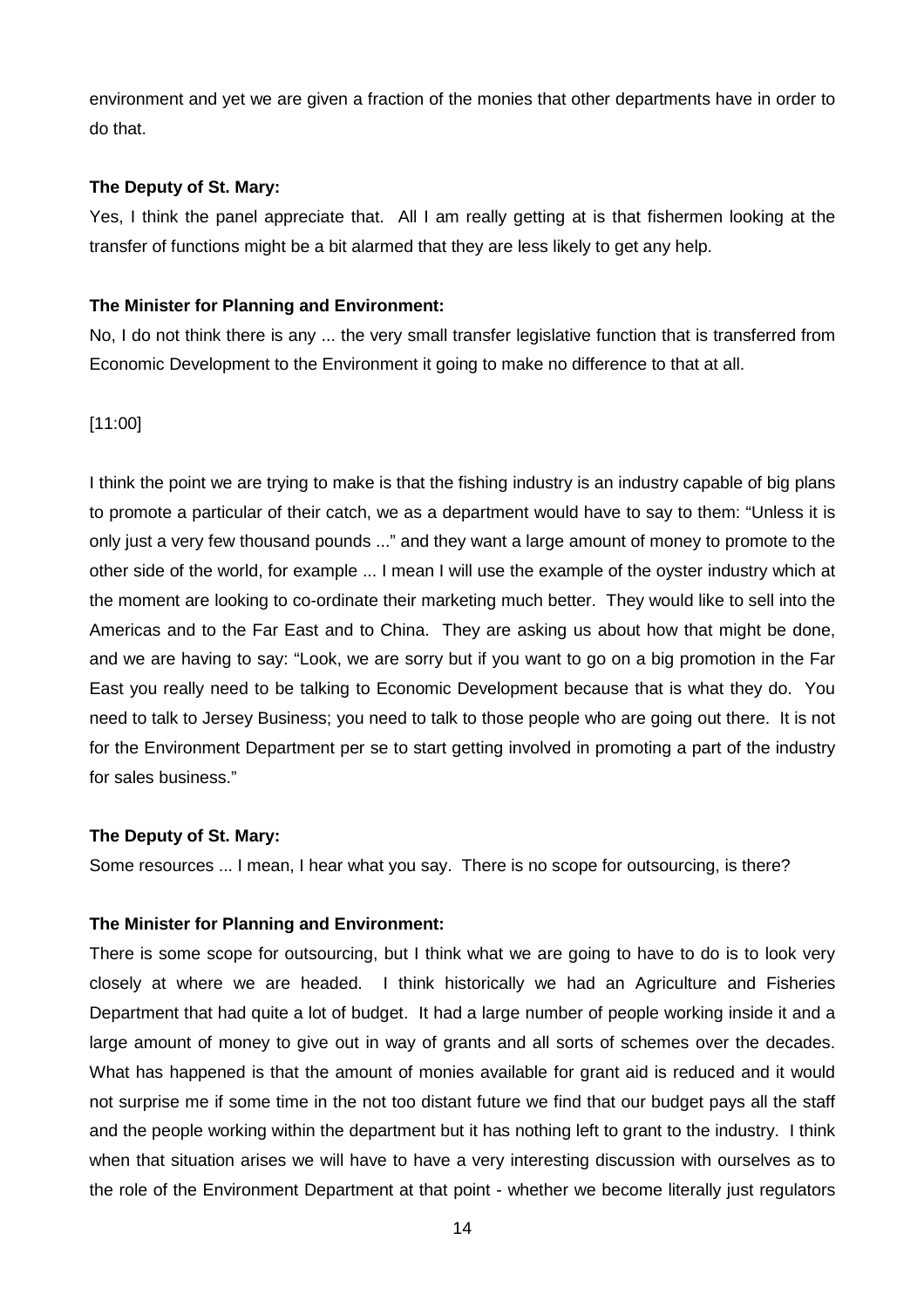environment and yet we are given a fraction of the monies that other departments have in order to do that.

**The Deputy of St. Mary:**

Yes, I think the panel appreciate that. All I am really getting at is that fishermen looking at the transfer of functions might be a bit alarmed that they are less likely to get any help.

**The Minister for Planning and Environment:**

No, I do not think there is any ... the very small transfer legislative function that is transferred from Economic Development to the Environment it going to make no difference to that at all.

[11:00]

I think the point we are trying to make is that the fishing industry is an industry capable of big plans to promote a particular of their catch, we as a department would have to say to them: "Unless it is only just a very few thousand pounds ..." and they want a large amount of money to promote to the other side of the world, for example ... I mean I will use the example of the oyster industry which at the moment are looking to co-ordinate their marketing much better. They would like to sell into the Americas and to the Far East and to China. They are asking us about how that might be done, and we are having to say: "Look, we are sorry but if you want to go on a big promotion in the Far East you really need to be talking to Economic Development because that is what they do. You need to talk to Jersey Business; you need to talk to those people who are going out there. It is not for the Environment Department per se to start getting involved in promoting a part of the industry for sales business."

**The Deputy of St. Mary:**

Some resources ... I mean, I hear what you say. There is no scope for outsourcing, is there?

**The Minister for Planning and Environment:**

There is some scope for outsourcing, but I think what we are going to have to do is to look very closely at where we are headed. I think historically we had an Agriculture and Fisheries Department that had quite a lot of budget. It had a large number of people working inside it and a large amount of money to give out in way of grants and all sorts of schemes over the decades. What has happened is that the amount of monies available for grant aid is reduced and it would not surprise me if some time in the not too distant future we find that our budget pays all the staff and the people working within the department but it has nothing left to grant to the industry. I think when that situation arises we will have to have a very interesting discussion with ourselves as to the role of the Environment Department at that point - whether we become literally just regulators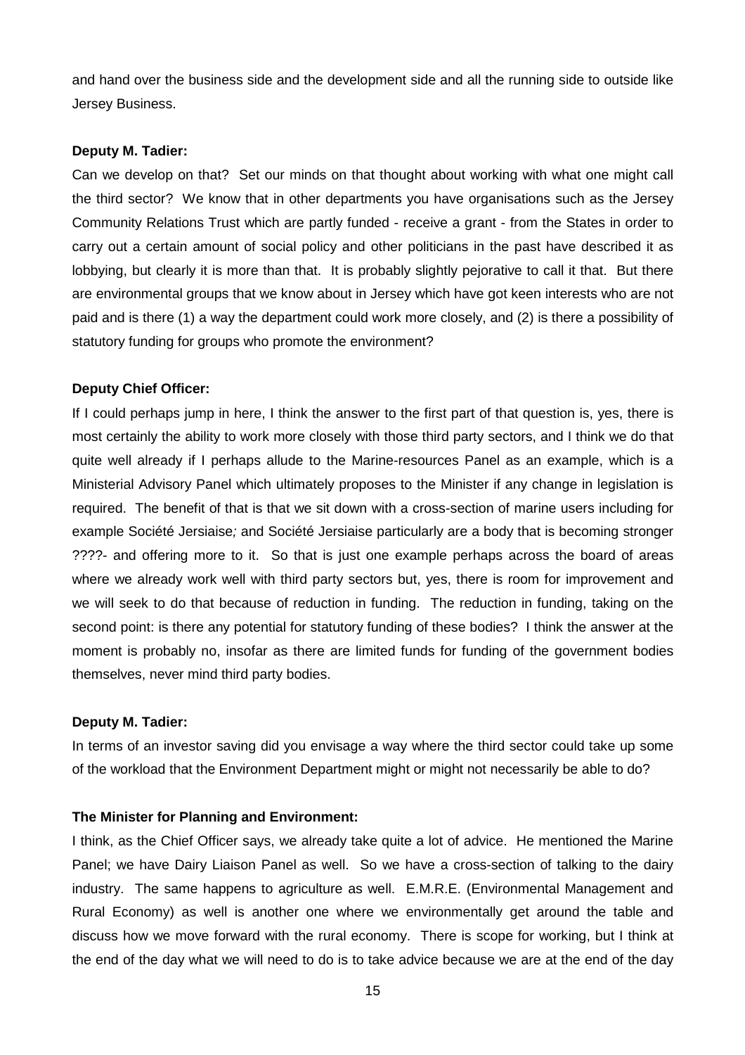and hand over the business side and the development side and all the running side to outside like Jersey Business.

**Deputy M. Tadier:**

Can we develop on that? Set our minds on that thought about working with what one might call the third sector? We know that in other departments you have organisations such as the Jersey Community Relations Trust which are partly funded - receive a grant - from the States in order to carry out a certain amount of social policy and other politicians in the past have described it as lobbying, but clearly it is more than that. It is probably slightly pejorative to call it that. But there are environmental groups that we know about in Jersey which have got keen interests who are not paid and is there (1) a way the department could work more closely, and (2) is there a possibility of statutory funding for groups who promote the environment?

**Deputy Chief Officer:**

If I could perhaps jump in here, I think the answer to the first part of that question is, yes, there is most certainly the ability to work more closely with those third party sectors, and I think we do that quite well already if I perhaps allude to the Marine-resources Panel as an example, which is a Ministerial Advisory Panel which ultimately proposes to the Minister if any change in legislation is required. The benefit of that is that we sit down with a cross-section of marine users including for example Société Jersiaise*;* and Société Jersiaise particularly are a body that is becoming stronger ????- and offering more to it. So that is just one example perhaps across the board of areas where we already work well with third party sectors but, yes, there is room for improvement and we will seek to do that because of reduction in funding. The reduction in funding, taking on the second point: is there any potential for statutory funding of these bodies? I think the answer at the moment is probably no, insofar as there are limited funds for funding of the government bodies themselves, never mind third party bodies.

**Deputy M. Tadier:**

In terms of an investor saving did you envisage a way where the third sector could take up some of the workload that the Environment Department might or might not necessarily be able to do?

**The Minister for Planning and Environment:**

I think, as the Chief Officer says, we already take quite a lot of advice. He mentioned the Marine Panel; we have Dairy Liaison Panel as well. So we have a cross-section of talking to the dairy industry. The same happens to agriculture as well. E.M.R.E. (Environmental Management and Rural Economy) as well is another one where we environmentally get around the table and discuss how we move forward with the rural economy. There is scope for working, but I think at the end of the day what we will need to do is to take advice because we are at the end of the day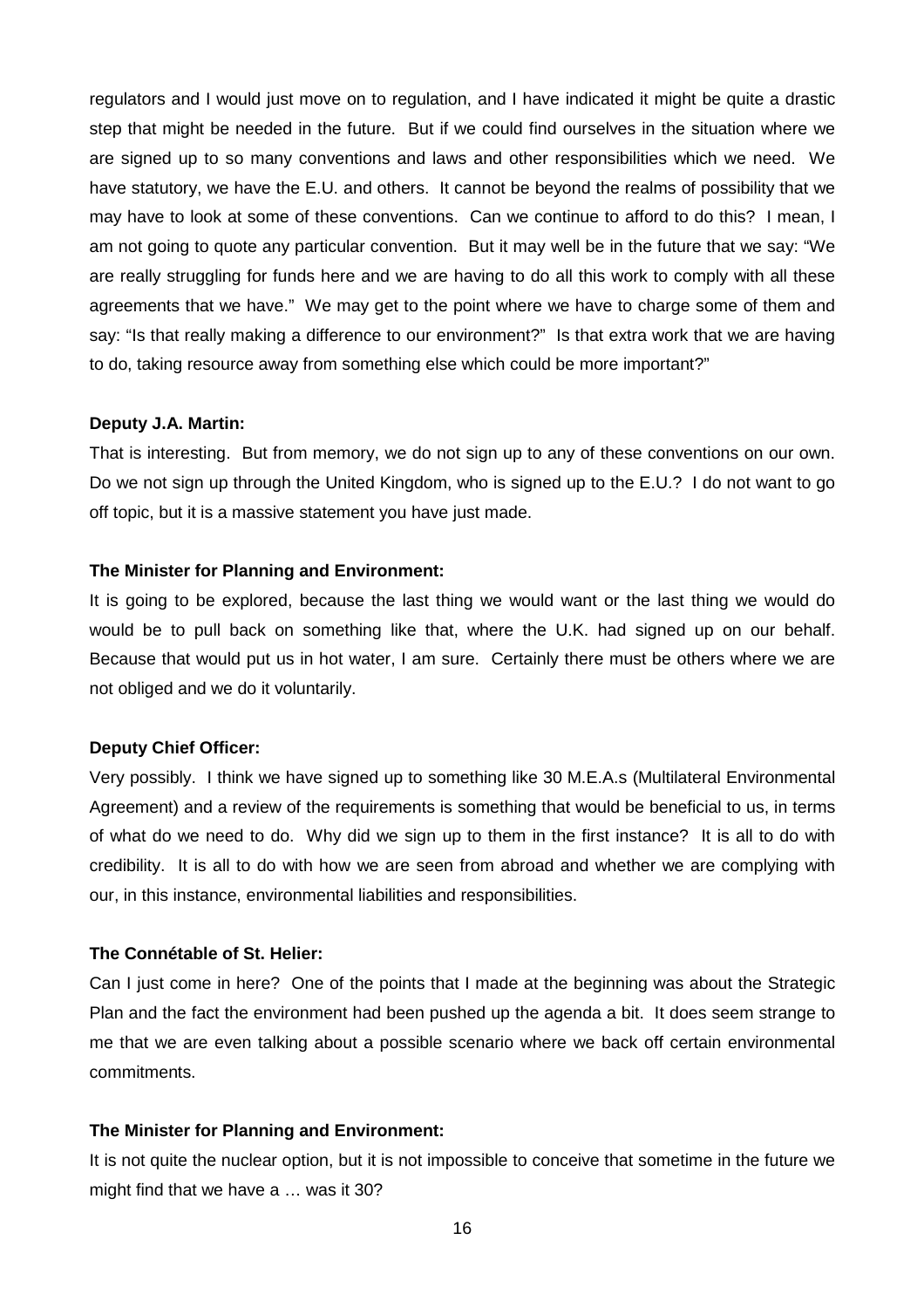regulators and I would just move on to regulation, and I have indicated it might be quite a drastic step that might be needed in the future. But if we could find ourselves in the situation where we are signed up to so many conventions and laws and other responsibilities which we need. We have statutory, we have the E.U. and others. It cannot be beyond the realms of possibility that we may have to look at some of these conventions. Can we continue to afford to do this? I mean, I am not going to quote any particular convention. But it may well be in the future that we say: "We are really struggling for funds here and we are having to do all this work to comply with all these agreements that we have." We may get to the point where we have to charge some of them and say: "Is that really making a difference to our environment?" Is that extra work that we are having to do, taking resource away from something else which could be more important?"

**Deputy J.A. Martin:**

That is interesting. But from memory, we do not sign up to any of these conventions on our own. Do we not sign up through the United Kingdom, who is signed up to the E.U.? I do not want to go off topic, but it is a massive statement you have just made.

**The Minister for Planning and Environment:**

It is going to be explored, because the last thing we would want or the last thing we would do would be to pull back on something like that, where the U.K. had signed up on our behalf. Because that would put us in hot water, I am sure. Certainly there must be others where we are not obliged and we do it voluntarily.

**Deputy Chief Officer:**

Very possibly. I think we have signed up to something like 30 M.E.A.s (Multilateral Environmental Agreement) and a review of the requirements is something that would be beneficial to us, in terms of what do we need to do. Why did we sign up to them in the first instance? It is all to do with credibility. It is all to do with how we are seen from abroad and whether we are complying with our, in this instance, environmental liabilities and responsibilities.

**The Connétable of St. Helier:**

Can I just come in here? One of the points that I made at the beginning was about the Strategic Plan and the fact the environment had been pushed up the agenda a bit. It does seem strange to me that we are even talking about a possible scenario where we back off certain environmental commitments.

**The Minister for Planning and Environment:**

It is not quite the nuclear option, but it is not impossible to conceive that sometime in the future we might find that we have a … was it 30?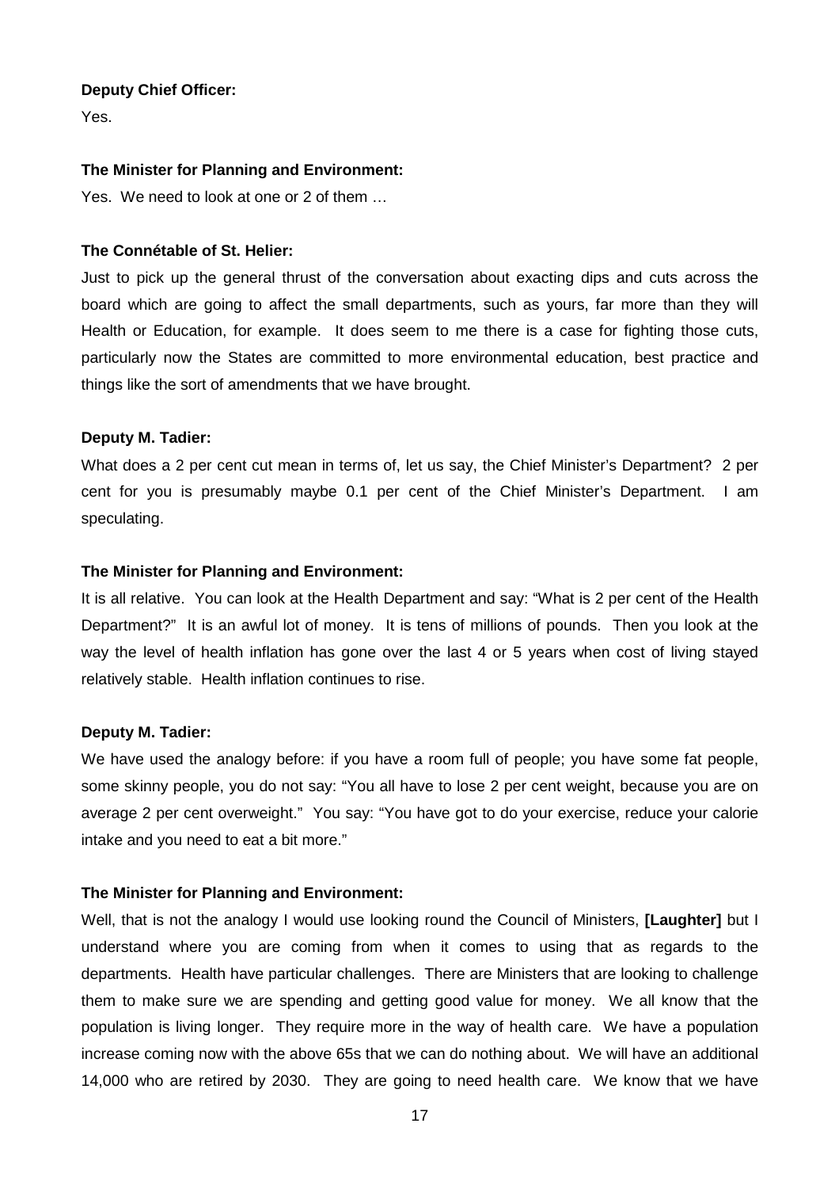**Deputy Chief Officer:**

Yes.

**The Minister for Planning and Environment:**

Yes. We need to look at one or 2 of them …

**The Connétable of St. Helier:**

Just to pick up the general thrust of the conversation about exacting dips and cuts across the board which are going to affect the small departments, such as yours, far more than they will Health or Education, for example. It does seem to me there is a case for fighting those cuts, particularly now the States are committed to more environmental education, best practice and things like the sort of amendments that we have brought.

**Deputy M. Tadier:**

What does a 2 per cent cut mean in terms of, let us say, the Chief Minister's Department? 2 per cent for you is presumably maybe 0.1 per cent of the Chief Minister's Department. I am speculating.

**The Minister for Planning and Environment:**

It is all relative. You can look at the Health Department and say: "What is 2 per cent of the Health Department?" It is an awful lot of money. It is tens of millions of pounds. Then you look at the way the level of health inflation has gone over the last 4 or 5 years when cost of living stayed relatively stable. Health inflation continues to rise.

**Deputy M. Tadier:**

We have used the analogy before: if you have a room full of people; you have some fat people, some skinny people, you do not say: "You all have to lose 2 per cent weight, because you are on average 2 per cent overweight." You say: "You have got to do your exercise, reduce your calorie intake and you need to eat a bit more."

**The Minister for Planning and Environment:**

Well, that is not the analogy I would use looking round the Council of Ministers, **[Laughter]** but I understand where you are coming from when it comes to using that as regards to the departments. Health have particular challenges. There are Ministers that are looking to challenge them to make sure we are spending and getting good value for money. We all know that the population is living longer. They require more in the way of health care. We have a population increase coming now with the above 65s that we can do nothing about. We will have an additional 14,000 who are retired by 2030. They are going to need health care. We know that we have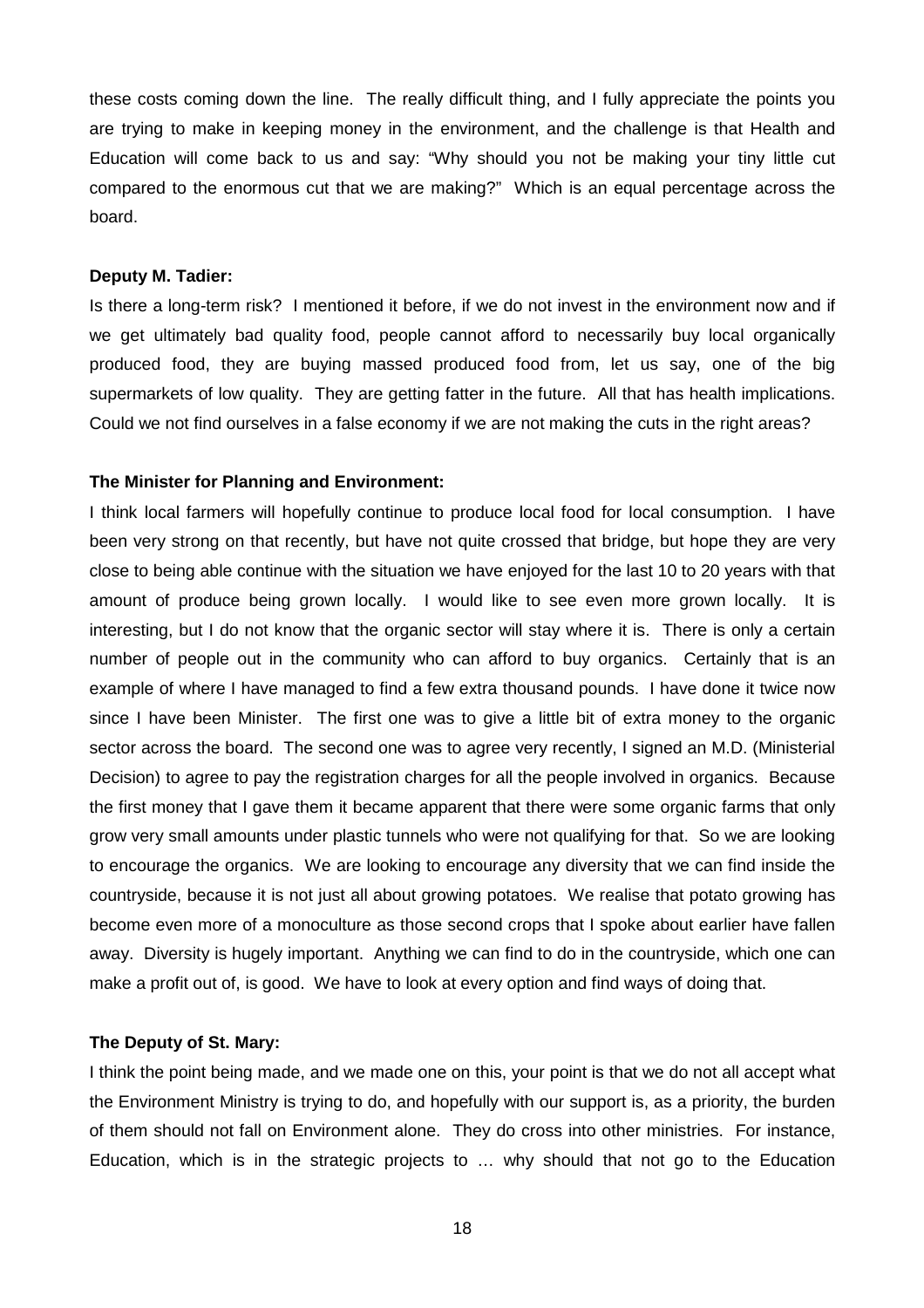these costs coming down the line. The really difficult thing, and I fully appreciate the points you are trying to make in keeping money in the environment, and the challenge is that Health and Education will come back to us and say: "Why should you not be making your tiny little cut compared to the enormous cut that we are making?" Which is an equal percentage across the board.

**Deputy M. Tadier:**

Is there a long-term risk? I mentioned it before, if we do not invest in the environment now and if we get ultimately bad quality food, people cannot afford to necessarily buy local organically produced food, they are buying massed produced food from, let us say, one of the big supermarkets of low quality. They are getting fatter in the future. All that has health implications. Could we not find ourselves in a false economy if we are not making the cuts in the right areas?

**The Minister for Planning and Environment:**

I think local farmers will hopefully continue to produce local food for local consumption. I have been very strong on that recently, but have not quite crossed that bridge, but hope they are very close to being able continue with the situation we have enjoyed for the last 10 to 20 years with that amount of produce being grown locally. I would like to see even more grown locally. It is interesting, but I do not know that the organic sector will stay where it is. There is only a certain number of people out in the community who can afford to buy organics. Certainly that is an example of where I have managed to find a few extra thousand pounds. I have done it twice now since I have been Minister. The first one was to give a little bit of extra money to the organic sector across the board. The second one was to agree very recently, I signed an M.D. (Ministerial Decision) to agree to pay the registration charges for all the people involved in organics. Because the first money that I gave them it became apparent that there were some organic farms that only grow very small amounts under plastic tunnels who were not qualifying for that. So we are looking to encourage the organics. We are looking to encourage any diversity that we can find inside the countryside, because it is not just all about growing potatoes. We realise that potato growing has become even more of a monoculture as those second crops that I spoke about earlier have fallen away. Diversity is hugely important. Anything we can find to do in the countryside, which one can make a profit out of, is good. We have to look at every option and find ways of doing that.

**The Deputy of St. Mary:**

I think the point being made, and we made one on this, your point is that we do not all accept what the Environment Ministry is trying to do, and hopefully with our support is, as a priority, the burden of them should not fall on Environment alone. They do cross into other ministries. For instance, Education, which is in the strategic projects to … why should that not go to the Education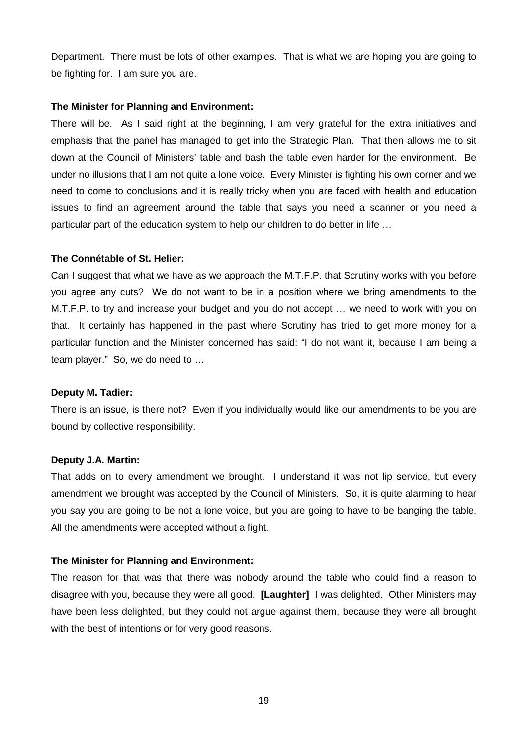Department. There must be lots of other examples. That is what we are hoping you are going to be fighting for. I am sure you are.

**The Minister for Planning and Environment:**

There will be. As I said right at the beginning, I am very grateful for the extra initiatives and emphasis that the panel has managed to get into the Strategic Plan. That then allows me to sit down at the Council of Ministers' table and bash the table even harder for the environment. Be under no illusions that I am not quite a lone voice. Every Minister is fighting his own corner and we need to come to conclusions and it is really tricky when you are faced with health and education issues to find an agreement around the table that says you need a scanner or you need a particular part of the education system to help our children to do better in life …

**The Connétable of St. Helier:**

Can I suggest that what we have as we approach the M.T.F.P. that Scrutiny works with you before you agree any cuts? We do not want to be in a position where we bring amendments to the M.T.F.P. to try and increase your budget and you do not accept … we need to work with you on that. It certainly has happened in the past where Scrutiny has tried to get more money for a particular function and the Minister concerned has said: "I do not want it, because I am being a team player." So, we do need to …

**Deputy M. Tadier:**

There is an issue, is there not? Even if you individually would like our amendments to be you are bound by collective responsibility.

**Deputy J.A. Martin:**

That adds on to every amendment we brought. I understand it was not lip service, but every amendment we brought was accepted by the Council of Ministers. So, it is quite alarming to hear you say you are going to be not a lone voice, but you are going to have to be banging the table. All the amendments were accepted without a fight.

**The Minister for Planning and Environment:**

The reason for that was that there was nobody around the table who could find a reason to disagree with you, because they were all good. **[Laughter]** I was delighted. Other Ministers may have been less delighted, but they could not argue against them, because they were all brought with the best of intentions or for very good reasons.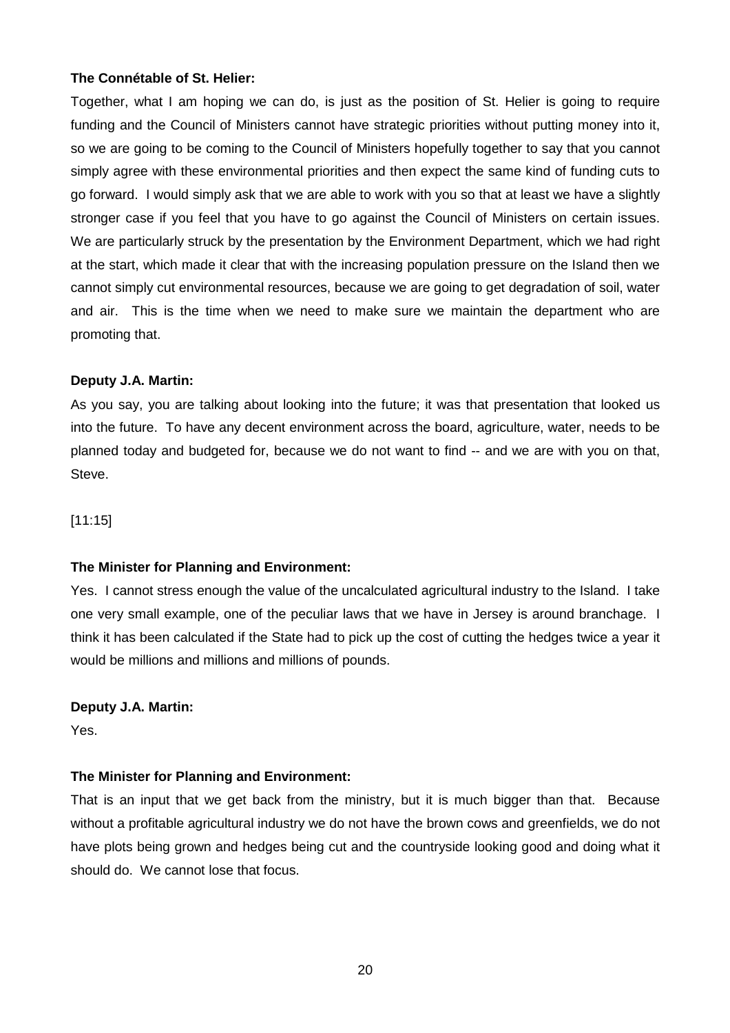**The Connétable of St. Helier:**

Together, what I am hoping we can do, is just as the position of St. Helier is going to require funding and the Council of Ministers cannot have strategic priorities without putting money into it, so we are going to be coming to the Council of Ministers hopefully together to say that you cannot simply agree with these environmental priorities and then expect the same kind of funding cuts to go forward. I would simply ask that we are able to work with you so that at least we have a slightly stronger case if you feel that you have to go against the Council of Ministers on certain issues. We are particularly struck by the presentation by the Environment Department, which we had right at the start, which made it clear that with the increasing population pressure on the Island then we cannot simply cut environmental resources, because we are going to get degradation of soil, water and air. This is the time when we need to make sure we maintain the department who are promoting that.

**Deputy J.A. Martin:**

As you say, you are talking about looking into the future; it was that presentation that looked us into the future. To have any decent environment across the board, agriculture, water, needs to be planned today and budgeted for, because we do not want to find -- and we are with you on that, Steve.

[11:15]

**The Minister for Planning and Environment:**

Yes. I cannot stress enough the value of the uncalculated agricultural industry to the Island. I take one very small example, one of the peculiar laws that we have in Jersey is around branchage. I think it has been calculated if the State had to pick up the cost of cutting the hedges twice a year it would be millions and millions and millions of pounds.

**Deputy J.A. Martin:**

Yes.

**The Minister for Planning and Environment:**

That is an input that we get back from the ministry, but it is much bigger than that. Because without a profitable agricultural industry we do not have the brown cows and greenfields, we do not have plots being grown and hedges being cut and the countryside looking good and doing what it should do. We cannot lose that focus.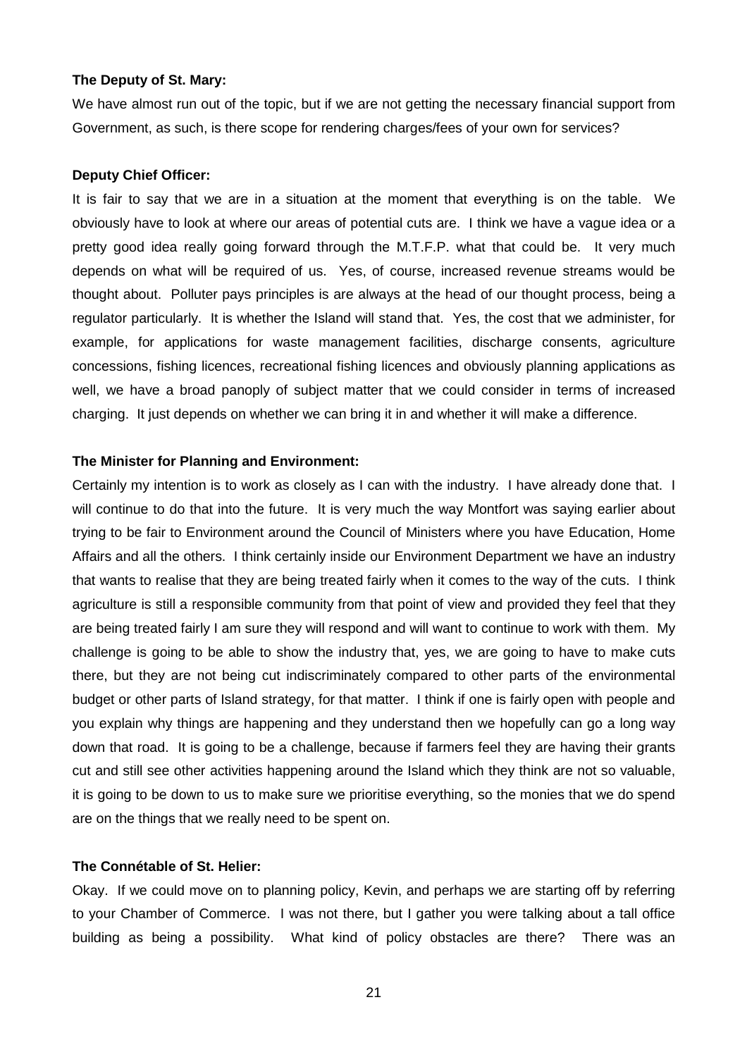**The Deputy of St. Mary:**

We have almost run out of the topic, but if we are not getting the necessary financial support from Government, as such, is there scope for rendering charges/fees of your own for services?

**Deputy Chief Officer:**

It is fair to say that we are in a situation at the moment that everything is on the table. We obviously have to look at where our areas of potential cuts are. I think we have a vague idea or a pretty good idea really going forward through the M.T.F.P. what that could be. It very much depends on what will be required of us. Yes, of course, increased revenue streams would be thought about. Polluter pays principles is are always at the head of our thought process, being a regulator particularly. It is whether the Island will stand that. Yes, the cost that we administer, for example, for applications for waste management facilities, discharge consents, agriculture concessions, fishing licences, recreational fishing licences and obviously planning applications as well, we have a broad panoply of subject matter that we could consider in terms of increased charging. It just depends on whether we can bring it in and whether it will make a difference.

**The Minister for Planning and Environment:**

Certainly my intention is to work as closely as I can with the industry. I have already done that. I will continue to do that into the future. It is very much the way Montfort was saying earlier about trying to be fair to Environment around the Council of Ministers where you have Education, Home Affairs and all the others. I think certainly inside our Environment Department we have an industry that wants to realise that they are being treated fairly when it comes to the way of the cuts. I think agriculture is still a responsible community from that point of view and provided they feel that they are being treated fairly I am sure they will respond and will want to continue to work with them. My challenge is going to be able to show the industry that, yes, we are going to have to make cuts there, but they are not being cut indiscriminately compared to other parts of the environmental budget or other parts of Island strategy, for that matter. I think if one is fairly open with people and you explain why things are happening and they understand then we hopefully can go a long way down that road. It is going to be a challenge, because if farmers feel they are having their grants cut and still see other activities happening around the Island which they think are not so valuable, it is going to be down to us to make sure we prioritise everything, so the monies that we do spend are on the things that we really need to be spent on.

**The Connétable of St. Helier:**

Okay. If we could move on to planning policy, Kevin, and perhaps we are starting off by referring to your Chamber of Commerce. I was not there, but I gather you were talking about a tall office building as being a possibility. What kind of policy obstacles are there? There was an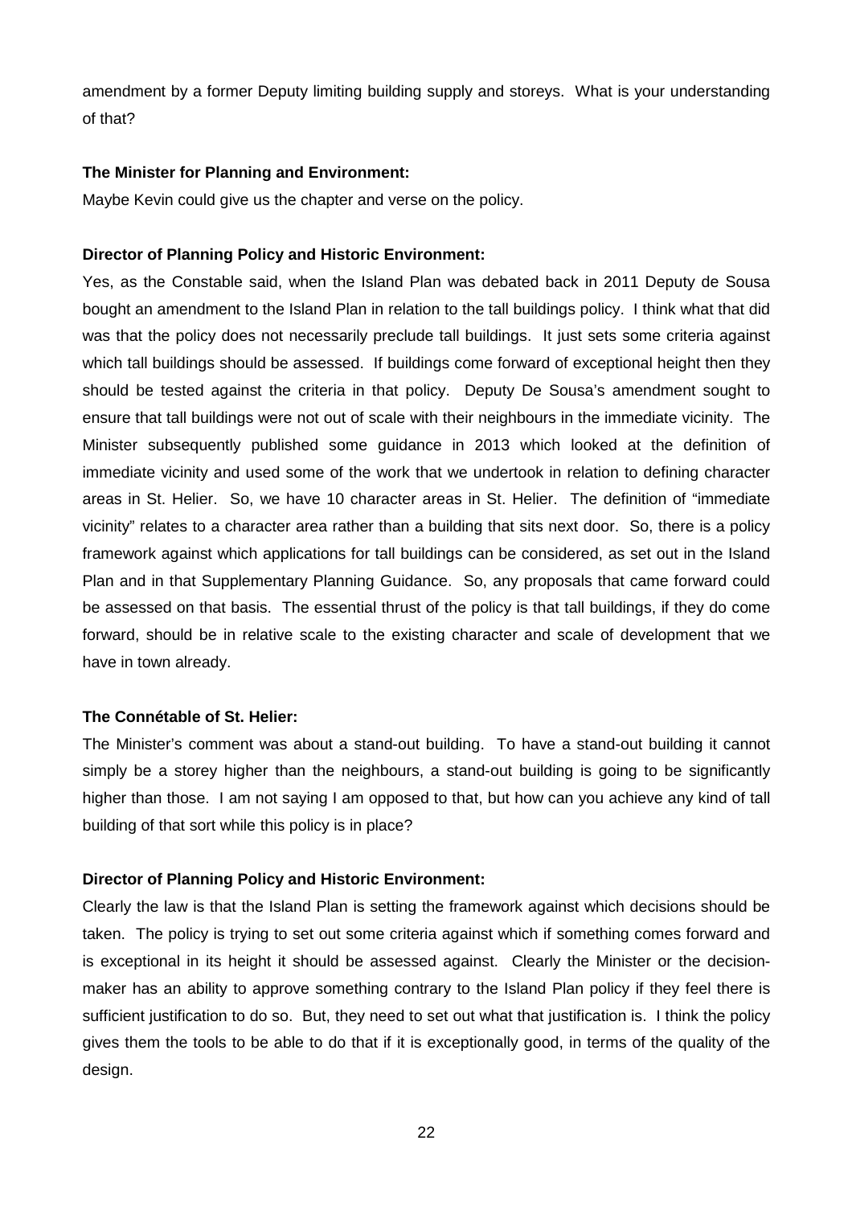amendment by a former Deputy limiting building supply and storeys. What is your understanding of that?

**The Minister for Planning and Environment:**

Maybe Kevin could give us the chapter and verse on the policy.

**Director of Planning Policy and Historic Environment:**

Yes, as the Constable said, when the Island Plan was debated back in 2011 Deputy de Sousa bought an amendment to the Island Plan in relation to the tall buildings policy. I think what that did was that the policy does not necessarily preclude tall buildings. It just sets some criteria against which tall buildings should be assessed. If buildings come forward of exceptional height then they should be tested against the criteria in that policy. Deputy De Sousa's amendment sought to ensure that tall buildings were not out of scale with their neighbours in the immediate vicinity. The Minister subsequently published some guidance in 2013 which looked at the definition of immediate vicinity and used some of the work that we undertook in relation to defining character areas in St. Helier. So, we have 10 character areas in St. Helier. The definition of "immediate vicinity" relates to a character area rather than a building that sits next door. So, there is a policy framework against which applications for tall buildings can be considered, as set out in the Island Plan and in that Supplementary Planning Guidance. So, any proposals that came forward could be assessed on that basis. The essential thrust of the policy is that tall buildings, if they do come forward, should be in relative scale to the existing character and scale of development that we have in town already.

**The Connétable of St. Helier:**

The Minister's comment was about a stand-out building. To have a stand-out building it cannot simply be a storey higher than the neighbours, a stand-out building is going to be significantly higher than those. I am not saying I am opposed to that, but how can you achieve any kind of tall building of that sort while this policy is in place?

**Director of Planning Policy and Historic Environment:**

Clearly the law is that the Island Plan is setting the framework against which decisions should be taken. The policy is trying to set out some criteria against which if something comes forward and is exceptional in its height it should be assessed against. Clearly the Minister or the decision-maker has an ability to approve something contrary to the Island Plan policy if they feel there is sufficient justification to do so. But, they need to set out what that justification is. I think the policy gives them the tools to be able to do that if it is exceptionally good, in terms of the quality of the design.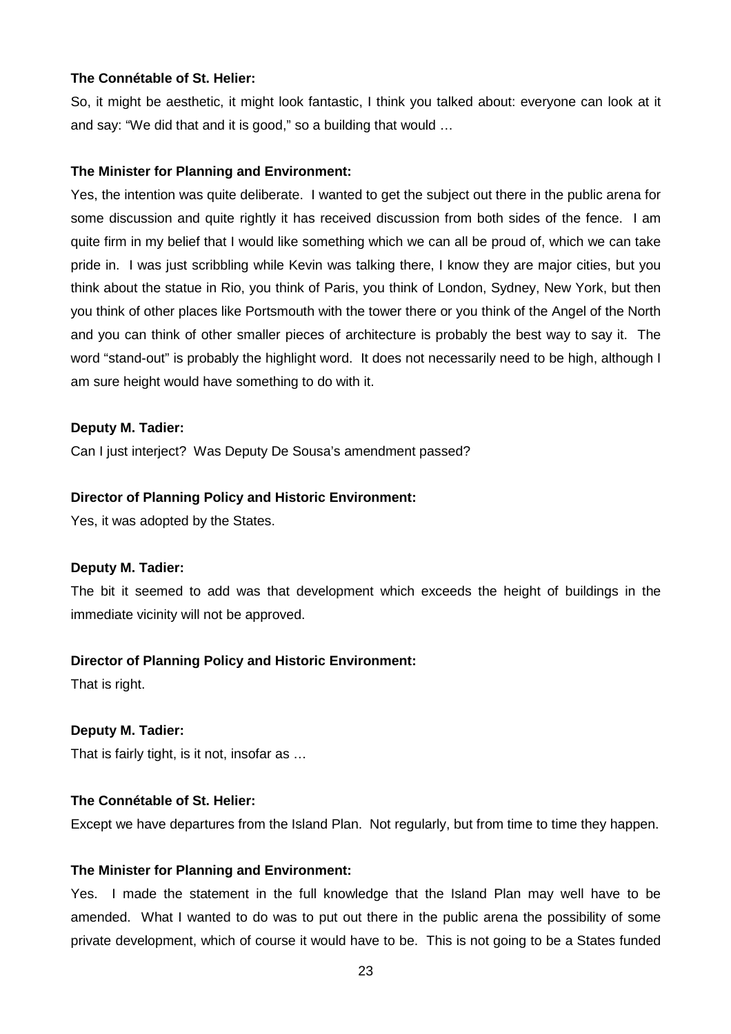**The Connétable of St. Helier:**

So, it might be aesthetic, it might look fantastic, I think you talked about: everyone can look at it and say: "We did that and it is good," so a building that would …

**The Minister for Planning and Environment:**

Yes, the intention was quite deliberate. I wanted to get the subject out there in the public arena for some discussion and quite rightly it has received discussion from both sides of the fence. I am quite firm in my belief that I would like something which we can all be proud of, which we can take pride in. I was just scribbling while Kevin was talking there, I know they are major cities, but you think about the statue in Rio, you think of Paris, you think of London, Sydney, New York, but then you think of other places like Portsmouth with the tower there or you think of the Angel of the North and you can think of other smaller pieces of architecture is probably the best way to say it. The word "stand-out" is probably the highlight word. It does not necessarily need to be high, although I am sure height would have something to do with it.

**Deputy M. Tadier:**

Can I just interject? Was Deputy De Sousa's amendment passed?

**Director of Planning Policy and Historic Environment:**

Yes, it was adopted by the States.

**Deputy M. Tadier:**

The bit it seemed to add was that development which exceeds the height of buildings in the immediate vicinity will not be approved.

**Director of Planning Policy and Historic Environment:**

That is right.

**Deputy M. Tadier:**

That is fairly tight, is it not, insofar as …

**The Connétable of St. Helier:**

Except we have departures from the Island Plan. Not regularly, but from time to time they happen.

**The Minister for Planning and Environment:**

Yes. I made the statement in the full knowledge that the Island Plan may well have to be amended. What I wanted to do was to put out there in the public arena the possibility of some private development, which of course it would have to be. This is not going to be a States funded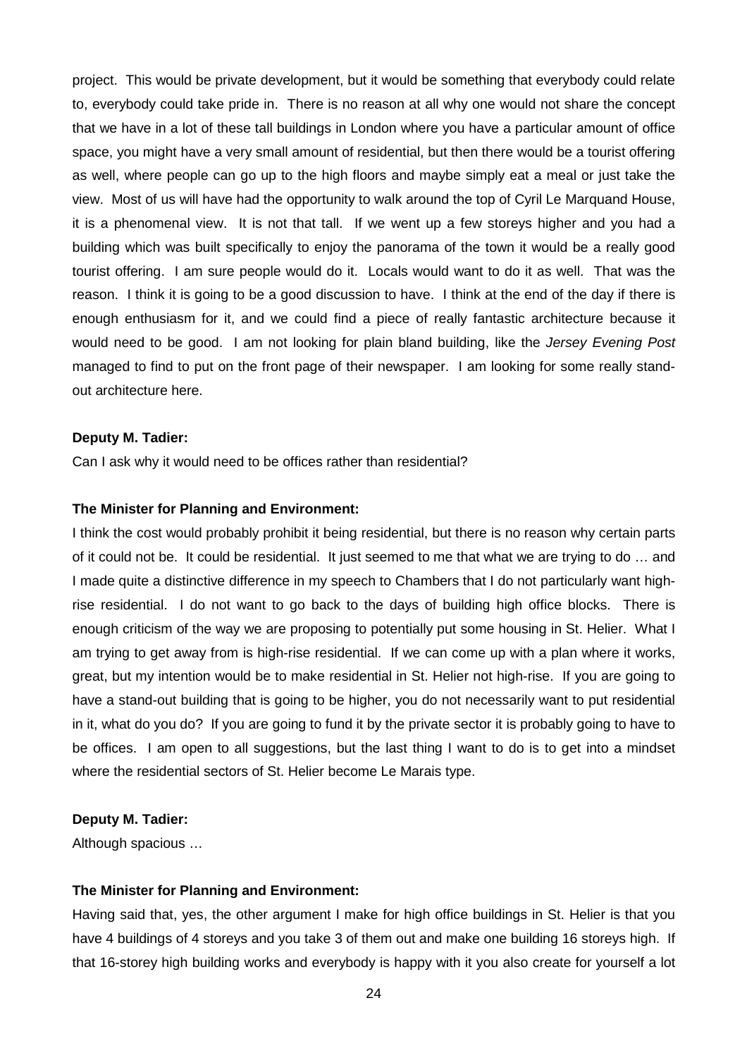project. This would be private development, but it would be something that everybody could relate to, everybody could take pride in. There is no reason at all why one would not share the concept that we have in a lot of these tall buildings in London where you have a particular amount of office space, you might have a very small amount of residential, but then there would be a tourist offering as well, where people can go up to the high floors and maybe simply eat a meal or just take the view. Most of us will have had the opportunity to walk around the top of Cyril Le Marquand House, it is a phenomenal view. It is not that tall. If we went up a few storeys higher and you had a building which was built specifically to enjoy the panorama of the town it would be a really good tourist offering. I am sure people would do it. Locals would want to do it as well. That was the reason. I think it is going to be a good discussion to have. I think at the end of the day if there is enough enthusiasm for it, and we could find a piece of really fantastic architecture because it would need to be good. I am not looking for plain bland building, like the *Jersey Evening Post* managed to find to put on the front page of their newspaper. I am looking for some really stand-out architecture here.

**Deputy M. Tadier:**

Can I ask why it would need to be offices rather than residential?

**The Minister for Planning and Environment:**

I think the cost would probably prohibit it being residential, but there is no reason why certain parts of it could not be. It could be residential. It just seemed to me that what we are trying to do … and I made quite a distinctive difference in my speech to Chambers that I do not particularly want high-rise residential. I do not want to go back to the days of building high office blocks. There is enough criticism of the way we are proposing to potentially put some housing in St. Helier. What I am trying to get away from is high-rise residential. If we can come up with a plan where it works, great, but my intention would be to make residential in St. Helier not high-rise. If you are going to have a stand-out building that is going to be higher, you do not necessarily want to put residential in it, what do you do? If you are going to fund it by the private sector it is probably going to have to be offices. I am open to all suggestions, but the last thing I want to do is to get into a mindset where the residential sectors of St. Helier become Le Marais type.

**Deputy M. Tadier:**

Although spacious …

**The Minister for Planning and Environment:**

Having said that, yes, the other argument I make for high office buildings in St. Helier is that you have 4 buildings of 4 storeys and you take 3 of them out and make one building 16 storeys high. If that 16-storey high building works and everybody is happy with it you also create for yourself a lot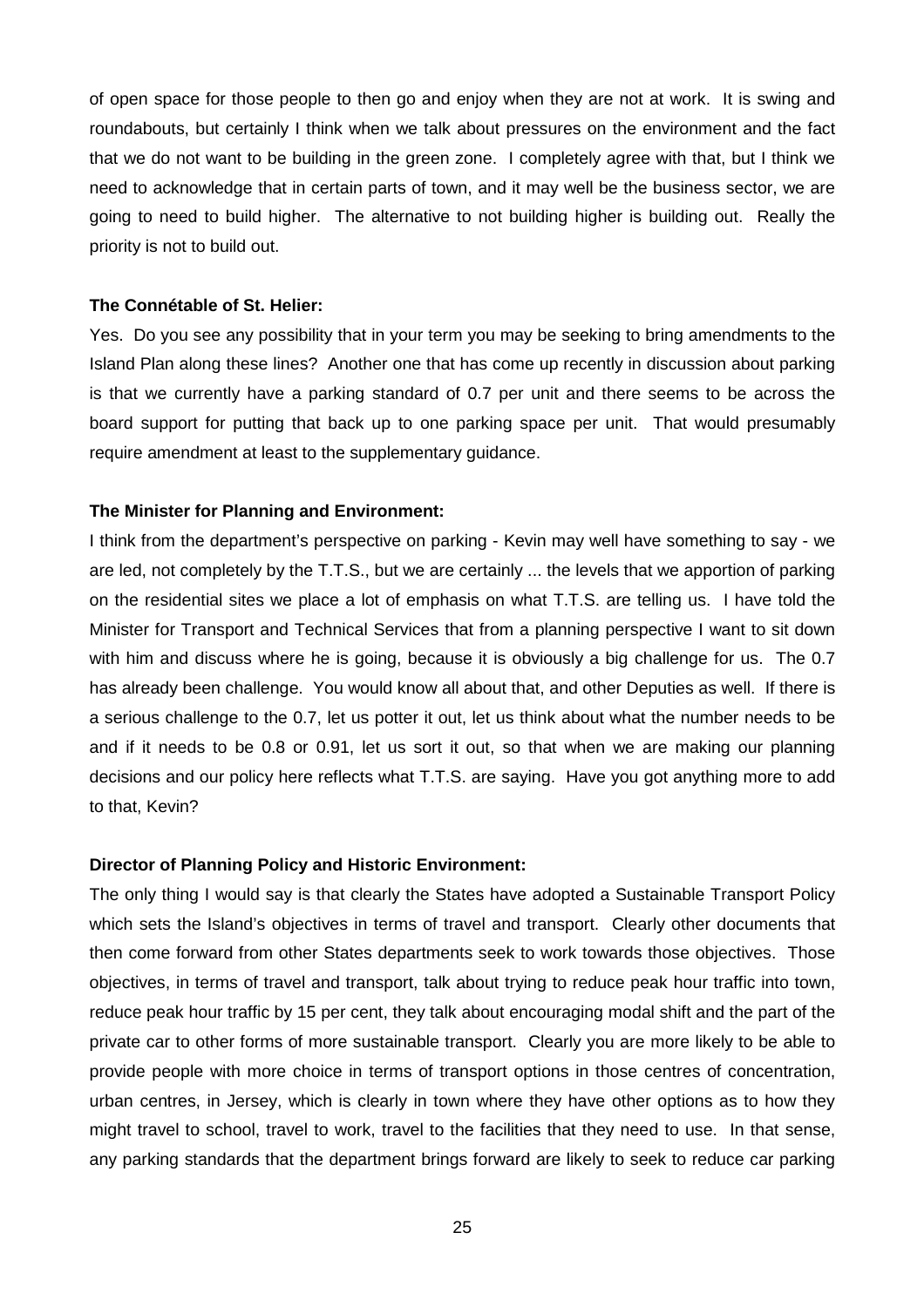of open space for those people to then go and enjoy when they are not at work. It is swing and roundabouts, but certainly I think when we talk about pressures on the environment and the fact that we do not want to be building in the green zone. I completely agree with that, but I think we need to acknowledge that in certain parts of town, and it may well be the business sector, we are going to need to build higher. The alternative to not building higher is building out. Really the priority is not to build out.

**The Connétable of St. Helier:**

Yes. Do you see any possibility that in your term you may be seeking to bring amendments to the Island Plan along these lines? Another one that has come up recently in discussion about parking is that we currently have a parking standard of 0.7 per unit and there seems to be across the board support for putting that back up to one parking space per unit. That would presumably require amendment at least to the supplementary guidance.

**The Minister for Planning and Environment:**

I think from the department's perspective on parking - Kevin may well have something to say - we are led, not completely by the T.T.S., but we are certainly ... the levels that we apportion of parking on the residential sites we place a lot of emphasis on what T.T.S. are telling us. I have told the Minister for Transport and Technical Services that from a planning perspective I want to sit down with him and discuss where he is going, because it is obviously a big challenge for us. The 0.7 has already been challenge. You would know all about that, and other Deputies as well. If there is a serious challenge to the 0.7, let us potter it out, let us think about what the number needs to be and if it needs to be 0.8 or 0.91, let us sort it out, so that when we are making our planning decisions and our policy here reflects what T.T.S. are saying. Have you got anything more to add to that, Kevin?

**Director of Planning Policy and Historic Environment:**

The only thing I would say is that clearly the States have adopted a Sustainable Transport Policy which sets the Island's objectives in terms of travel and transport. Clearly other documents that then come forward from other States departments seek to work towards those objectives. Those objectives, in terms of travel and transport, talk about trying to reduce peak hour traffic into town, reduce peak hour traffic by 15 per cent, they talk about encouraging modal shift and the part of the private car to other forms of more sustainable transport. Clearly you are more likely to be able to provide people with more choice in terms of transport options in those centres of concentration, urban centres, in Jersey, which is clearly in town where they have other options as to how they might travel to school, travel to work, travel to the facilities that they need to use. In that sense, any parking standards that the department brings forward are likely to seek to reduce car parking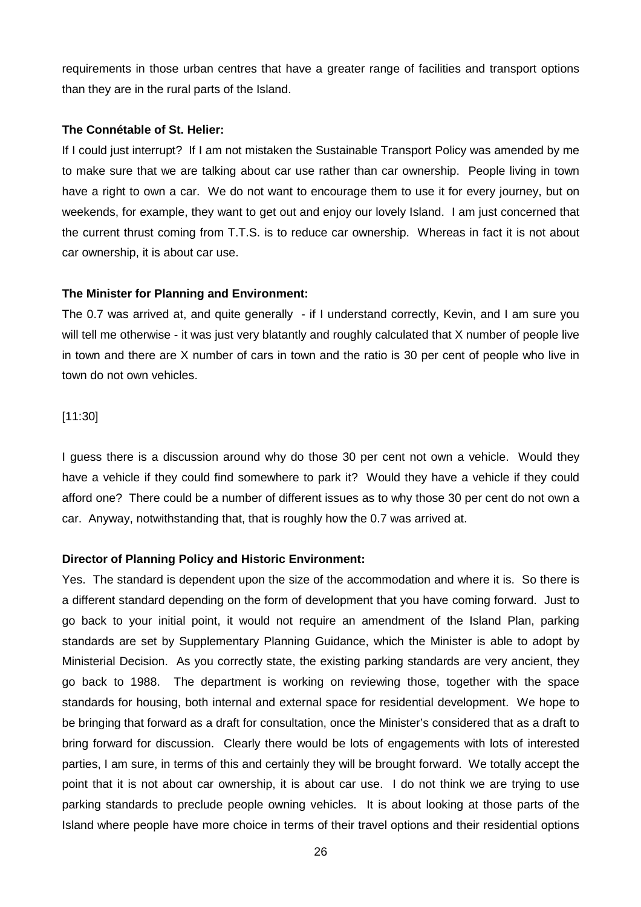requirements in those urban centres that have a greater range of facilities and transport options than they are in the rural parts of the Island.

**The Connétable of St. Helier:**

If I could just interrupt? If I am not mistaken the Sustainable Transport Policy was amended by me to make sure that we are talking about car use rather than car ownership. People living in town have a right to own a car. We do not want to encourage them to use it for every journey, but on weekends, for example, they want to get out and enjoy our lovely Island. I am just concerned that the current thrust coming from T.T.S. is to reduce car ownership. Whereas in fact it is not about car ownership, it is about car use.

**The Minister for Planning and Environment:**

The 0.7 was arrived at, and quite generally - if I understand correctly, Kevin, and I am sure you will tell me otherwise - it was just very blatantly and roughly calculated that X number of people live in town and there are X number of cars in town and the ratio is 30 per cent of people who live in town do not own vehicles.

[11:30]

I guess there is a discussion around why do those 30 per cent not own a vehicle. Would they have a vehicle if they could find somewhere to park it? Would they have a vehicle if they could afford one? There could be a number of different issues as to why those 30 per cent do not own a car. Anyway, notwithstanding that, that is roughly how the 0.7 was arrived at.

**Director of Planning Policy and Historic Environment:**

Yes. The standard is dependent upon the size of the accommodation and where it is. So there is a different standard depending on the form of development that you have coming forward. Just to go back to your initial point, it would not require an amendment of the Island Plan, parking standards are set by Supplementary Planning Guidance, which the Minister is able to adopt by Ministerial Decision. As you correctly state, the existing parking standards are very ancient, they go back to 1988. The department is working on reviewing those, together with the space standards for housing, both internal and external space for residential development. We hope to be bringing that forward as a draft for consultation, once the Minister's considered that as a draft to bring forward for discussion. Clearly there would be lots of engagements with lots of interested parties, I am sure, in terms of this and certainly they will be brought forward. We totally accept the point that it is not about car ownership, it is about car use. I do not think we are trying to use parking standards to preclude people owning vehicles. It is about looking at those parts of the Island where people have more choice in terms of their travel options and their residential options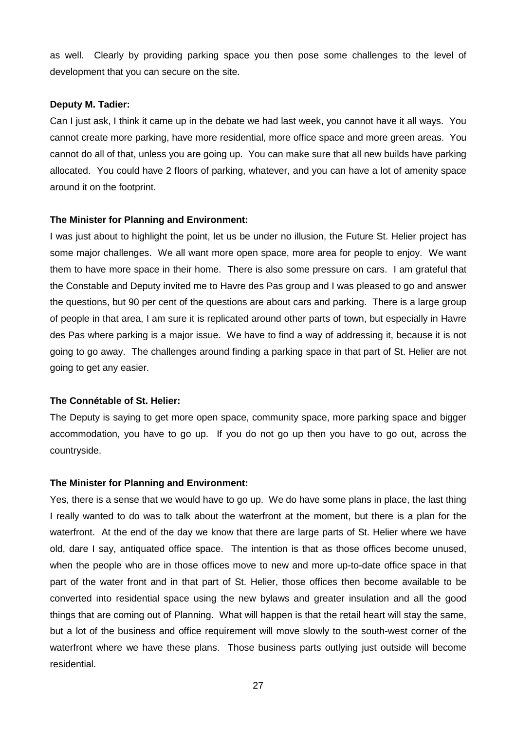as well. Clearly by providing parking space you then pose some challenges to the level of development that you can secure on the site.

**Deputy M. Tadier:**

Can I just ask, I think it came up in the debate we had last week, you cannot have it all ways. You cannot create more parking, have more residential, more office space and more green areas. You cannot do all of that, unless you are going up. You can make sure that all new builds have parking allocated. You could have 2 floors of parking, whatever, and you can have a lot of amenity space around it on the footprint.

**The Minister for Planning and Environment:**

I was just about to highlight the point, let us be under no illusion, the Future St. Helier project has some major challenges. We all want more open space, more area for people to enjoy. We want them to have more space in their home. There is also some pressure on cars. I am grateful that the Constable and Deputy invited me to Havre des Pas group and I was pleased to go and answer the questions, but 90 per cent of the questions are about cars and parking. There is a large group of people in that area, I am sure it is replicated around other parts of town, but especially in Havre des Pas where parking is a major issue. We have to find a way of addressing it, because it is not going to go away. The challenges around finding a parking space in that part of St. Helier are not going to get any easier.

**The Connétable of St. Helier:**

The Deputy is saying to get more open space, community space, more parking space and bigger accommodation, you have to go up. If you do not go up then you have to go out, across the countryside.

**The Minister for Planning and Environment:**

Yes, there is a sense that we would have to go up. We do have some plans in place, the last thing I really wanted to do was to talk about the waterfront at the moment, but there is a plan for the waterfront. At the end of the day we know that there are large parts of St. Helier where we have old, dare I say, antiquated office space. The intention is that as those offices become unused, when the people who are in those offices move to new and more up-to-date office space in that part of the water front and in that part of St. Helier, those offices then become available to be converted into residential space using the new bylaws and greater insulation and all the good things that are coming out of Planning. What will happen is that the retail heart will stay the same, but a lot of the business and office requirement will move slowly to the south-west corner of the waterfront where we have these plans. Those business parts outlying just outside will become residential.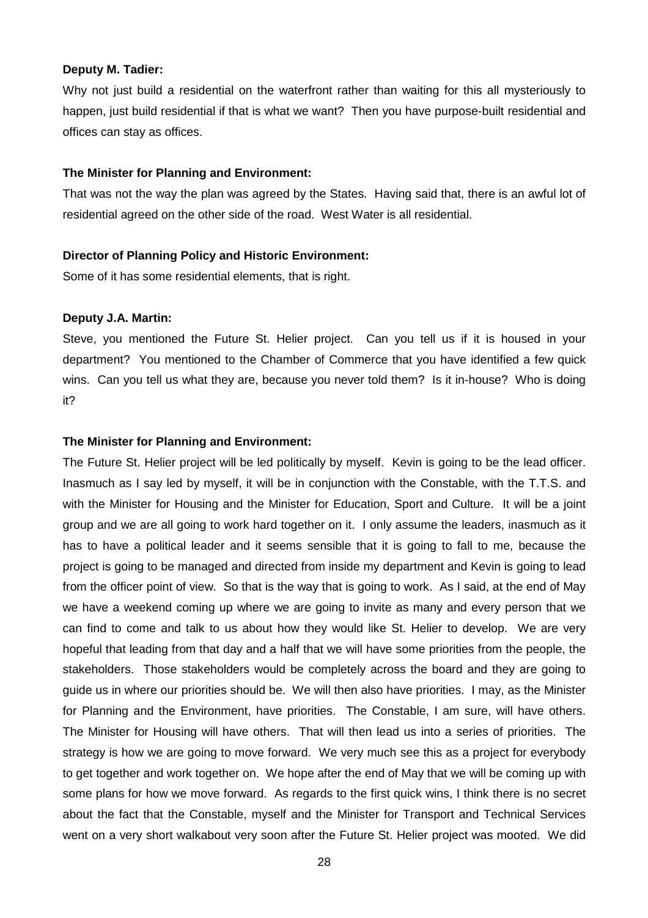**Deputy M. Tadier:**

Why not just build a residential on the waterfront rather than waiting for this all mysteriously to happen, just build residential if that is what we want? Then you have purpose-built residential and offices can stay as offices.

**The Minister for Planning and Environment:**

That was not the way the plan was agreed by the States. Having said that, there is an awful lot of residential agreed on the other side of the road. West Water is all residential.

**Director of Planning Policy and Historic Environment:**

Some of it has some residential elements, that is right.

**Deputy J.A. Martin:**

Steve, you mentioned the Future St. Helier project. Can you tell us if it is housed in your department? You mentioned to the Chamber of Commerce that you have identified a few quick wins. Can you tell us what they are, because you never told them? Is it in-house? Who is doing it?

**The Minister for Planning and Environment:**

The Future St. Helier project will be led politically by myself. Kevin is going to be the lead officer. Inasmuch as I say led by myself, it will be in conjunction with the Constable, with the T.T.S. and with the Minister for Housing and the Minister for Education, Sport and Culture. It will be a joint group and we are all going to work hard together on it. I only assume the leaders, inasmuch as it has to have a political leader and it seems sensible that it is going to fall to me, because the project is going to be managed and directed from inside my department and Kevin is going to lead from the officer point of view. So that is the way that is going to work. As I said, at the end of May we have a weekend coming up where we are going to invite as many and every person that we can find to come and talk to us about how they would like St. Helier to develop. We are very hopeful that leading from that day and a half that we will have some priorities from the people, the stakeholders. Those stakeholders would be completely across the board and they are going to guide us in where our priorities should be. We will then also have priorities. I may, as the Minister for Planning and the Environment, have priorities. The Constable, I am sure, will have others. The Minister for Housing will have others. That will then lead us into a series of priorities. The strategy is how we are going to move forward. We very much see this as a project for everybody to get together and work together on. We hope after the end of May that we will be coming up with some plans for how we move forward. As regards to the first quick wins, I think there is no secret about the fact that the Constable, myself and the Minister for Transport and Technical Services went on a very short walkabout very soon after the Future St. Helier project was mooted. We did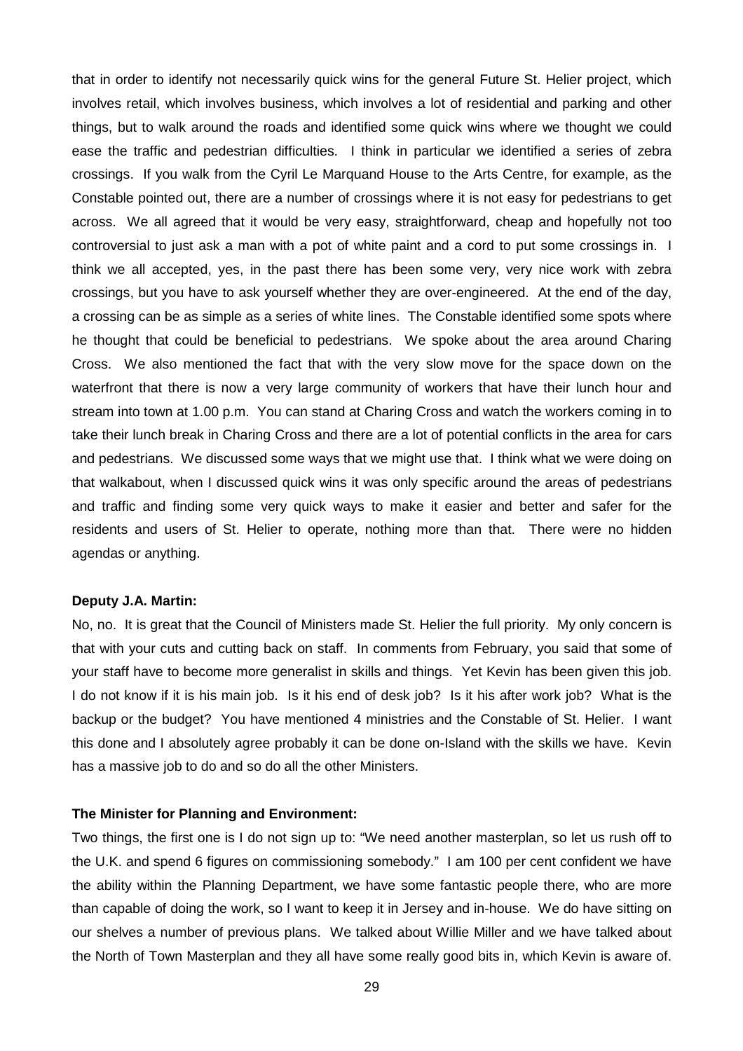that in order to identify not necessarily quick wins for the general Future St. Helier project, which involves retail, which involves business, which involves a lot of residential and parking and other things, but to walk around the roads and identified some quick wins where we thought we could ease the traffic and pedestrian difficulties. I think in particular we identified a series of zebra crossings. If you walk from the Cyril Le Marquand House to the Arts Centre, for example, as the Constable pointed out, there are a number of crossings where it is not easy for pedestrians to get across. We all agreed that it would be very easy, straightforward, cheap and hopefully not too controversial to just ask a man with a pot of white paint and a cord to put some crossings in. I think we all accepted, yes, in the past there has been some very, very nice work with zebra crossings, but you have to ask yourself whether they are over-engineered. At the end of the day, a crossing can be as simple as a series of white lines. The Constable identified some spots where he thought that could be beneficial to pedestrians. We spoke about the area around Charing Cross. We also mentioned the fact that with the very slow move for the space down on the waterfront that there is now a very large community of workers that have their lunch hour and stream into town at 1.00 p.m. You can stand at Charing Cross and watch the workers coming in to take their lunch break in Charing Cross and there are a lot of potential conflicts in the area for cars and pedestrians. We discussed some ways that we might use that. I think what we were doing on that walkabout, when I discussed quick wins it was only specific around the areas of pedestrians and traffic and finding some very quick ways to make it easier and better and safer for the residents and users of St. Helier to operate, nothing more than that. There were no hidden agendas or anything.

**Deputy J.A. Martin:**

No, no. It is great that the Council of Ministers made St. Helier the full priority. My only concern is that with your cuts and cutting back on staff. In comments from February, you said that some of your staff have to become more generalist in skills and things. Yet Kevin has been given this job. I do not know if it is his main job. Is it his end of desk job? Is it his after work job? What is the backup or the budget? You have mentioned 4 ministries and the Constable of St. Helier. I want this done and I absolutely agree probably it can be done on-Island with the skills we have. Kevin has a massive job to do and so do all the other Ministers.

**The Minister for Planning and Environment:**

Two things, the first one is I do not sign up to: "We need another masterplan, so let us rush off to the U.K. and spend 6 figures on commissioning somebody." I am 100 per cent confident we have the ability within the Planning Department, we have some fantastic people there, who are more than capable of doing the work, so I want to keep it in Jersey and in-house. We do have sitting on our shelves a number of previous plans. We talked about Willie Miller and we have talked about the North of Town Masterplan and they all have some really good bits in, which Kevin is aware of.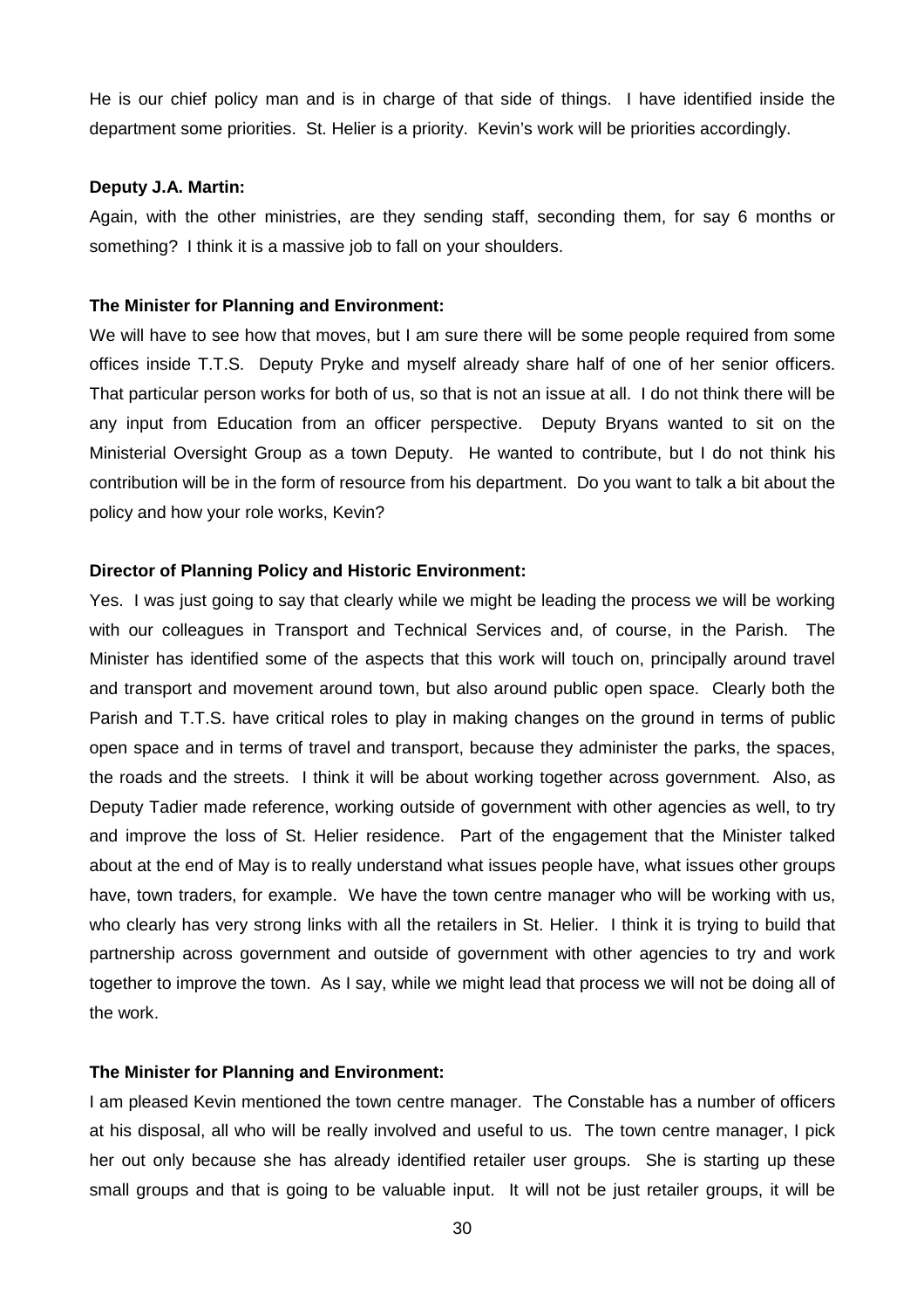He is our chief policy man and is in charge of that side of things. I have identified inside the department some priorities. St. Helier is a priority. Kevin's work will be priorities accordingly.

**Deputy J.A. Martin:**

Again, with the other ministries, are they sending staff, seconding them, for say 6 months or something? I think it is a massive job to fall on your shoulders.

**The Minister for Planning and Environment:**

We will have to see how that moves, but I am sure there will be some people required from some offices inside T.T.S. Deputy Pryke and myself already share half of one of her senior officers. That particular person works for both of us, so that is not an issue at all. I do not think there will be any input from Education from an officer perspective. Deputy Bryans wanted to sit on the Ministerial Oversight Group as a town Deputy. He wanted to contribute, but I do not think his contribution will be in the form of resource from his department. Do you want to talk a bit about the policy and how your role works, Kevin?

**Director of Planning Policy and Historic Environment:**

Yes. I was just going to say that clearly while we might be leading the process we will be working with our colleagues in Transport and Technical Services and, of course, in the Parish. The Minister has identified some of the aspects that this work will touch on, principally around travel and transport and movement around town, but also around public open space. Clearly both the Parish and T.T.S. have critical roles to play in making changes on the ground in terms of public open space and in terms of travel and transport, because they administer the parks, the spaces, the roads and the streets. I think it will be about working together across government. Also, as Deputy Tadier made reference, working outside of government with other agencies as well, to try and improve the loss of St. Helier residence. Part of the engagement that the Minister talked about at the end of May is to really understand what issues people have, what issues other groups have, town traders, for example. We have the town centre manager who will be working with us, who clearly has very strong links with all the retailers in St. Helier. I think it is trying to build that partnership across government and outside of government with other agencies to try and work together to improve the town. As I say, while we might lead that process we will not be doing all of the work.

**The Minister for Planning and Environment:**

I am pleased Kevin mentioned the town centre manager. The Constable has a number of officers at his disposal, all who will be really involved and useful to us. The town centre manager, I pick her out only because she has already identified retailer user groups. She is starting up these small groups and that is going to be valuable input. It will not be just retailer groups, it will be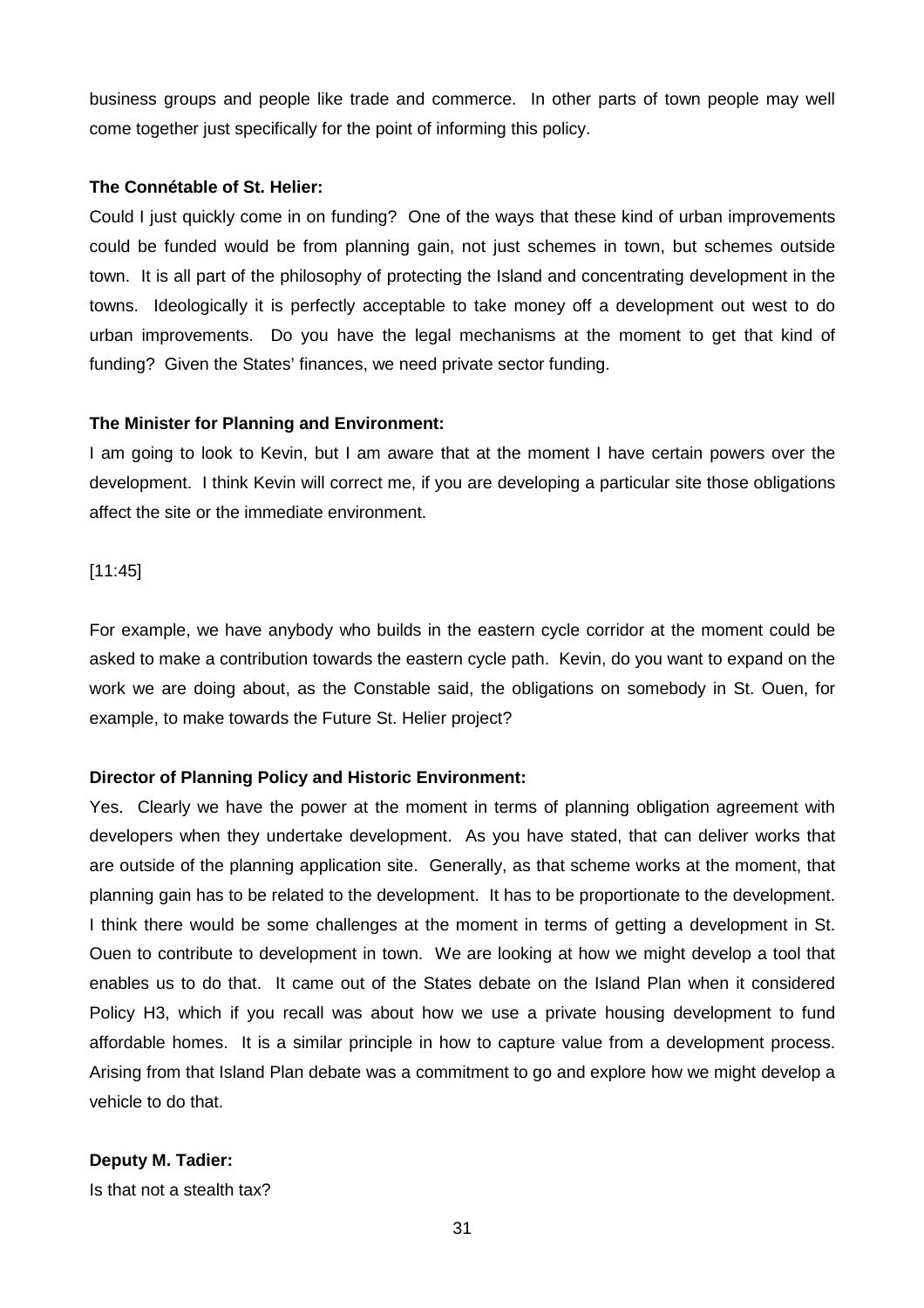business groups and people like trade and commerce. In other parts of town people may well come together just specifically for the point of informing this policy.

**The Connétable of St. Helier:**

Could I just quickly come in on funding? One of the ways that these kind of urban improvements could be funded would be from planning gain, not just schemes in town, but schemes outside town. It is all part of the philosophy of protecting the Island and concentrating development in the towns. Ideologically it is perfectly acceptable to take money off a development out west to do urban improvements. Do you have the legal mechanisms at the moment to get that kind of funding? Given the States' finances, we need private sector funding.

**The Minister for Planning and Environment:**

I am going to look to Kevin, but I am aware that at the moment I have certain powers over the development. I think Kevin will correct me, if you are developing a particular site those obligations affect the site or the immediate environment.

[11:45]

For example, we have anybody who builds in the eastern cycle corridor at the moment could be asked to make a contribution towards the eastern cycle path. Kevin, do you want to expand on the work we are doing about, as the Constable said, the obligations on somebody in St. Ouen, for example, to make towards the Future St. Helier project?

**Director of Planning Policy and Historic Environment:**

Yes. Clearly we have the power at the moment in terms of planning obligation agreement with developers when they undertake development. As you have stated, that can deliver works that are outside of the planning application site. Generally, as that scheme works at the moment, that planning gain has to be related to the development. It has to be proportionate to the development. I think there would be some challenges at the moment in terms of getting a development in St. Ouen to contribute to development in town. We are looking at how we might develop a tool that enables us to do that. It came out of the States debate on the Island Plan when it considered Policy H3, which if you recall was about how we use a private housing development to fund affordable homes. It is a similar principle in how to capture value from a development process. Arising from that Island Plan debate was a commitment to go and explore how we might develop a vehicle to do that.

**Deputy M. Tadier:**

Is that not a stealth tax?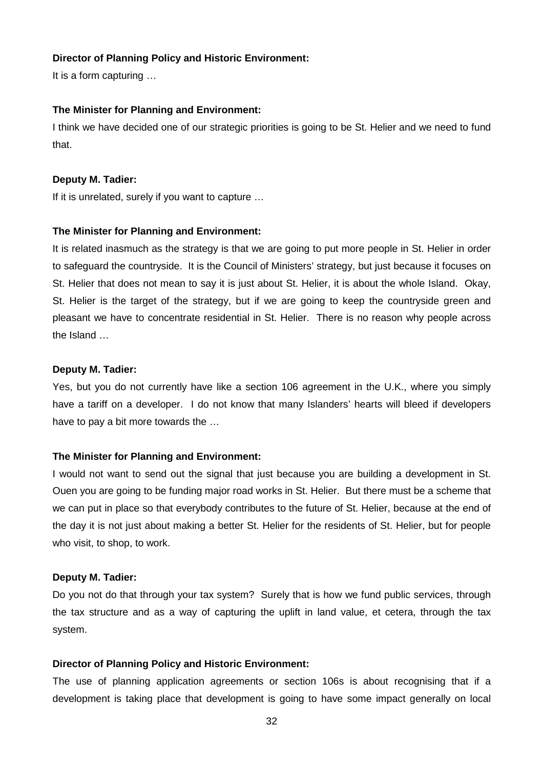**Director of Planning Policy and Historic Environment:**

It is a form capturing …

**The Minister for Planning and Environment:**

I think we have decided one of our strategic priorities is going to be St. Helier and we need to fund that.

**Deputy M. Tadier:**

If it is unrelated, surely if you want to capture …

**The Minister for Planning and Environment:**

It is related inasmuch as the strategy is that we are going to put more people in St. Helier in order to safeguard the countryside. It is the Council of Ministers' strategy, but just because it focuses on St. Helier that does not mean to say it is just about St. Helier, it is about the whole Island. Okay, St. Helier is the target of the strategy, but if we are going to keep the countryside green and pleasant we have to concentrate residential in St. Helier. There is no reason why people across the Island …

**Deputy M. Tadier:**

Yes, but you do not currently have like a section 106 agreement in the U.K., where you simply have a tariff on a developer. I do not know that many Islanders' hearts will bleed if developers have to pay a bit more towards the …

**The Minister for Planning and Environment:**

I would not want to send out the signal that just because you are building a development in St. Ouen you are going to be funding major road works in St. Helier. But there must be a scheme that we can put in place so that everybody contributes to the future of St. Helier, because at the end of the day it is not just about making a better St. Helier for the residents of St. Helier, but for people who visit, to shop, to work.

**Deputy M. Tadier:**

Do you not do that through your tax system? Surely that is how we fund public services, through the tax structure and as a way of capturing the uplift in land value, et cetera, through the tax system.

**Director of Planning Policy and Historic Environment:**

The use of planning application agreements or section 106s is about recognising that if a development is taking place that development is going to have some impact generally on local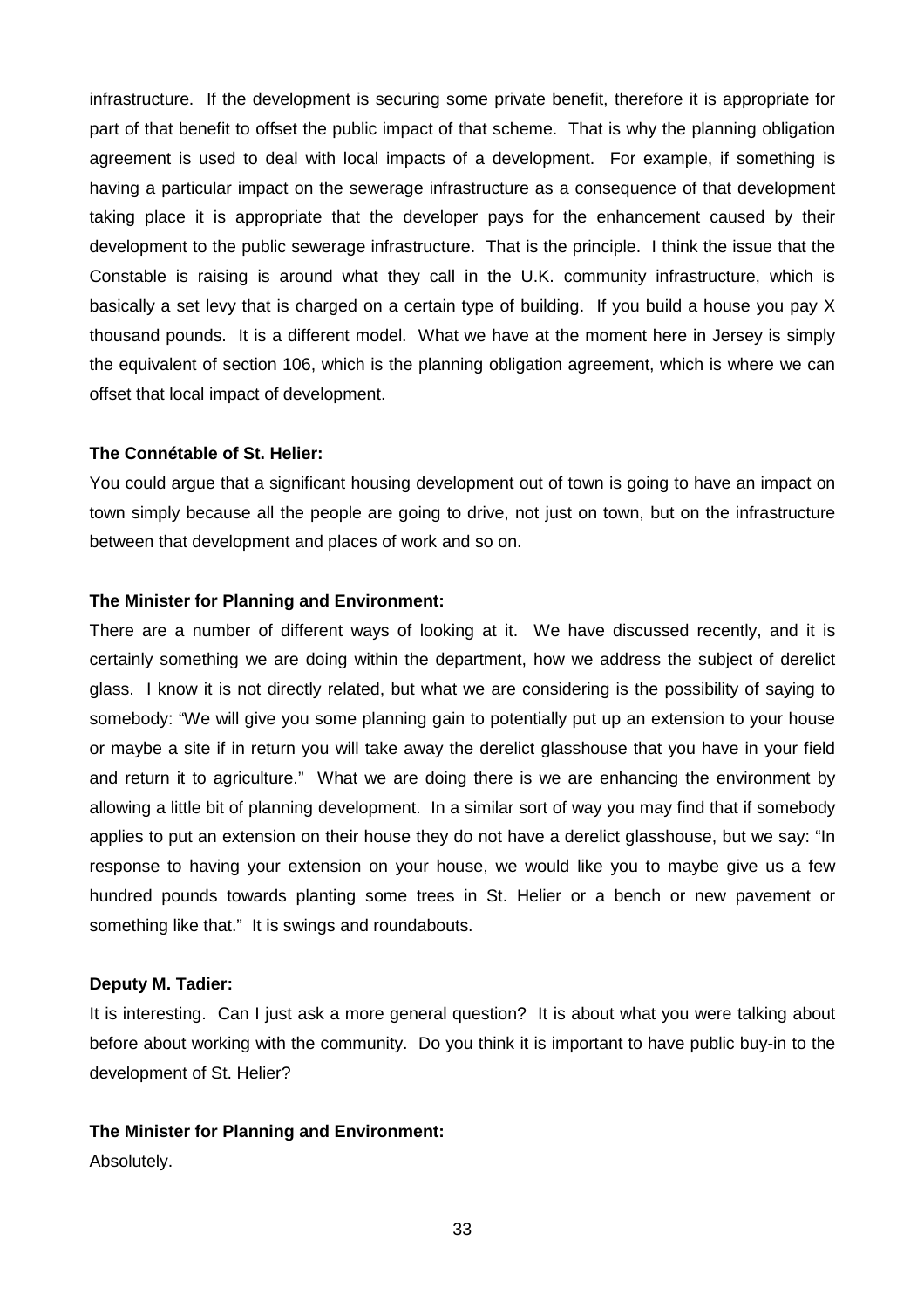infrastructure. If the development is securing some private benefit, therefore it is appropriate for part of that benefit to offset the public impact of that scheme. That is why the planning obligation agreement is used to deal with local impacts of a development. For example, if something is having a particular impact on the sewerage infrastructure as a consequence of that development taking place it is appropriate that the developer pays for the enhancement caused by their development to the public sewerage infrastructure. That is the principle. I think the issue that the Constable is raising is around what they call in the U.K. community infrastructure, which is basically a set levy that is charged on a certain type of building. If you build a house you pay X thousand pounds. It is a different model. What we have at the moment here in Jersey is simply the equivalent of section 106, which is the planning obligation agreement, which is where we can offset that local impact of development.

**The Connétable of St. Helier:**

You could argue that a significant housing development out of town is going to have an impact on town simply because all the people are going to drive, not just on town, but on the infrastructure between that development and places of work and so on.

**The Minister for Planning and Environment:**

There are a number of different ways of looking at it. We have discussed recently, and it is certainly something we are doing within the department, how we address the subject of derelict glass. I know it is not directly related, but what we are considering is the possibility of saying to somebody: "We will give you some planning gain to potentially put up an extension to your house or maybe a site if in return you will take away the derelict glasshouse that you have in your field and return it to agriculture." What we are doing there is we are enhancing the environment by allowing a little bit of planning development. In a similar sort of way you may find that if somebody applies to put an extension on their house they do not have a derelict glasshouse, but we say: "In response to having your extension on your house, we would like you to maybe give us a few hundred pounds towards planting some trees in St. Helier or a bench or new pavement or something like that." It is swings and roundabouts.

**Deputy M. Tadier:**

It is interesting. Can I just ask a more general question? It is about what you were talking about before about working with the community. Do you think it is important to have public buy-in to the development of St. Helier?

**The Minister for Planning and Environment:**

Absolutely.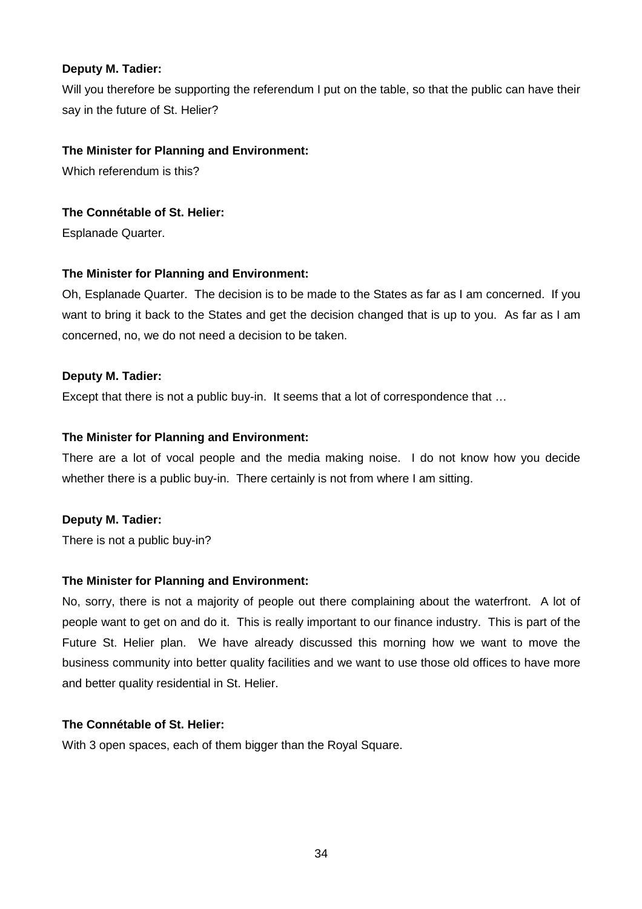**Deputy M. Tadier:**

Will you therefore be supporting the referendum I put on the table, so that the public can have their say in the future of St. Helier?

**The Minister for Planning and Environment:**

Which referendum is this?

**The Connétable of St. Helier:**

Esplanade Quarter.

**The Minister for Planning and Environment:**

Oh, Esplanade Quarter. The decision is to be made to the States as far as I am concerned. If you want to bring it back to the States and get the decision changed that is up to you. As far as I am concerned, no, we do not need a decision to be taken.

**Deputy M. Tadier:**

Except that there is not a public buy-in. It seems that a lot of correspondence that …

**The Minister for Planning and Environment:**

There are a lot of vocal people and the media making noise. I do not know how you decide whether there is a public buy-in. There certainly is not from where I am sitting.

**Deputy M. Tadier:**

There is not a public buy-in?

**The Minister for Planning and Environment:**

No, sorry, there is not a majority of people out there complaining about the waterfront. A lot of people want to get on and do it. This is really important to our finance industry. This is part of the Future St. Helier plan. We have already discussed this morning how we want to move the business community into better quality facilities and we want to use those old offices to have more and better quality residential in St. Helier.

**The Connétable of St. Helier:**

With 3 open spaces, each of them bigger than the Royal Square.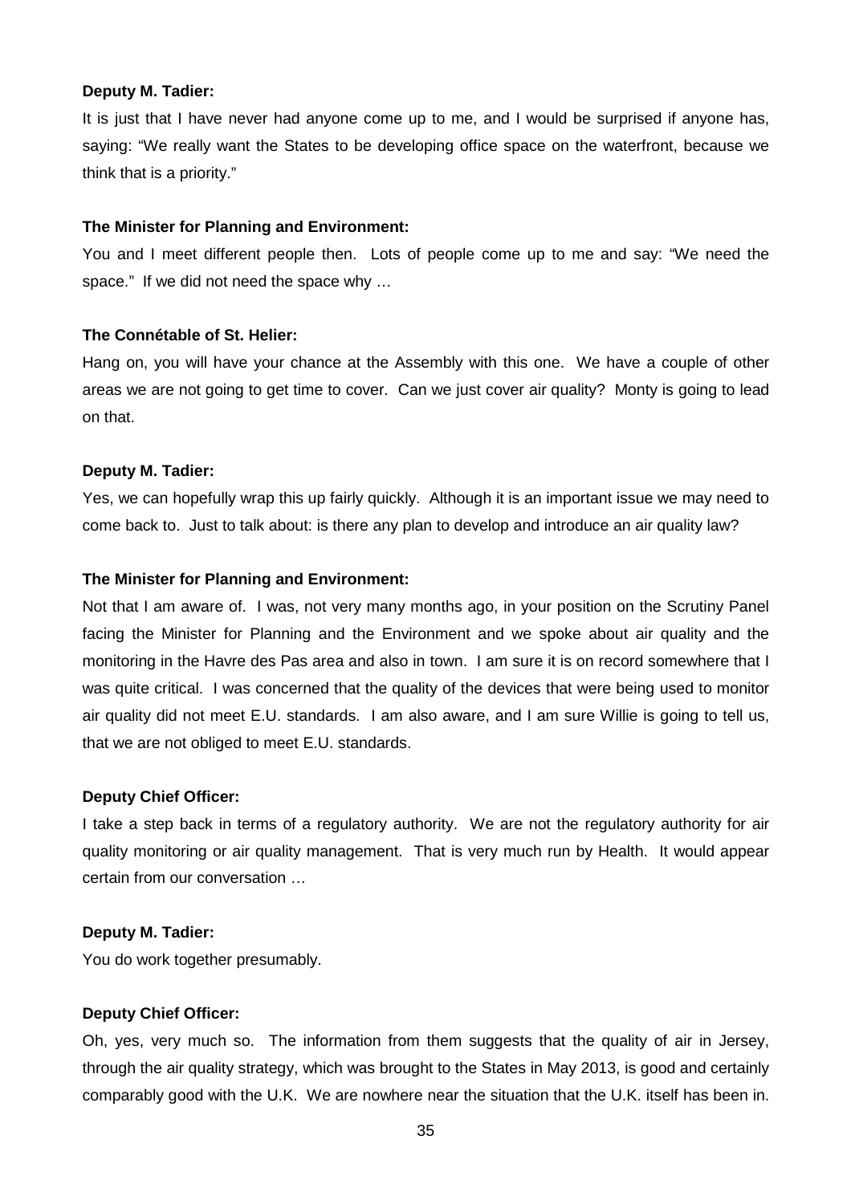**Deputy M. Tadier:**

It is just that I have never had anyone come up to me, and I would be surprised if anyone has, saying: "We really want the States to be developing office space on the waterfront, because we think that is a priority."

**The Minister for Planning and Environment:**

You and I meet different people then. Lots of people come up to me and say: "We need the space." If we did not need the space why …

**The Connétable of St. Helier:**

Hang on, you will have your chance at the Assembly with this one. We have a couple of other areas we are not going to get time to cover. Can we just cover air quality? Monty is going to lead on that.

**Deputy M. Tadier:**

Yes, we can hopefully wrap this up fairly quickly. Although it is an important issue we may need to come back to. Just to talk about: is there any plan to develop and introduce an air quality law?

**The Minister for Planning and Environment:**

Not that I am aware of. I was, not very many months ago, in your position on the Scrutiny Panel facing the Minister for Planning and the Environment and we spoke about air quality and the monitoring in the Havre des Pas area and also in town. I am sure it is on record somewhere that I was quite critical. I was concerned that the quality of the devices that were being used to monitor air quality did not meet E.U. standards. I am also aware, and I am sure Willie is going to tell us, that we are not obliged to meet E.U. standards.

**Deputy Chief Officer:**

I take a step back in terms of a regulatory authority. We are not the regulatory authority for air quality monitoring or air quality management. That is very much run by Health. It would appear certain from our conversation …

**Deputy M. Tadier:**

You do work together presumably.

**Deputy Chief Officer:**

Oh, yes, very much so. The information from them suggests that the quality of air in Jersey, through the air quality strategy, which was brought to the States in May 2013, is good and certainly comparably good with the U.K. We are nowhere near the situation that the U.K. itself has been in.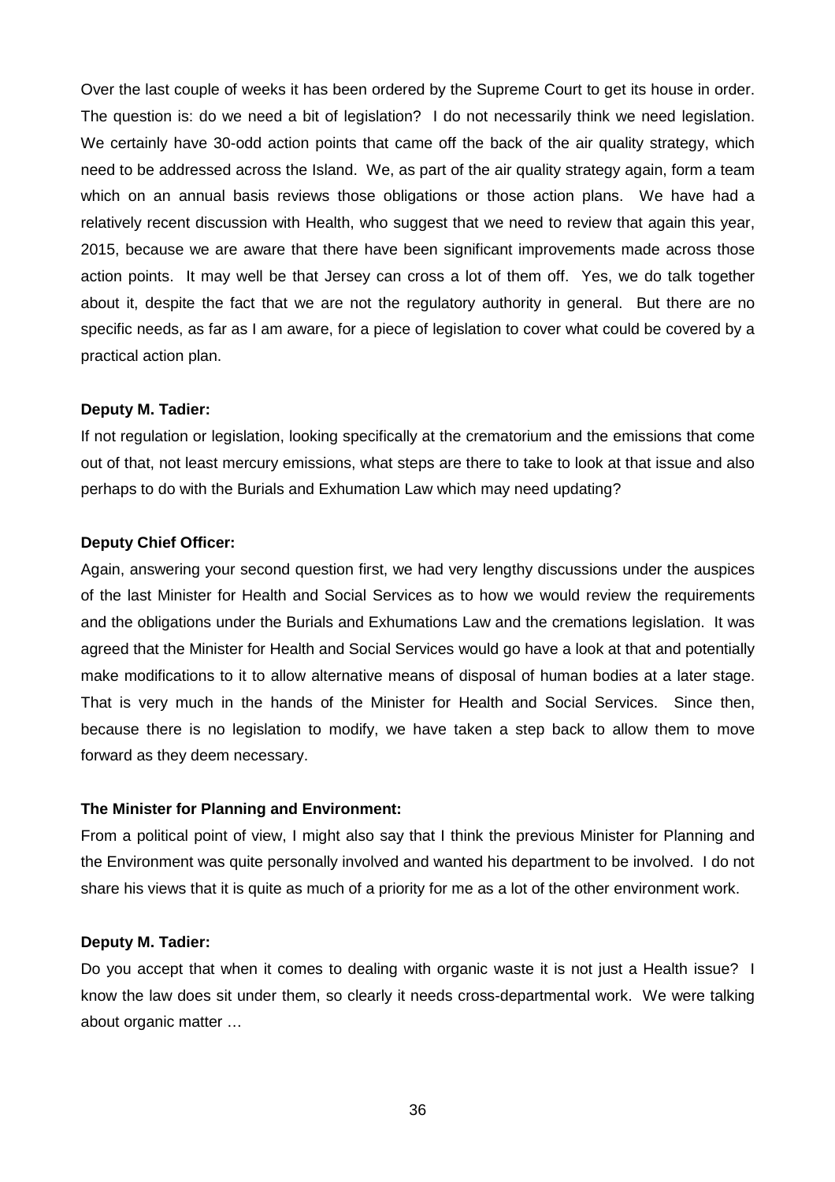Over the last couple of weeks it has been ordered by the Supreme Court to get its house in order. The question is: do we need a bit of legislation? I do not necessarily think we need legislation. We certainly have 30-odd action points that came off the back of the air quality strategy, which need to be addressed across the Island. We, as part of the air quality strategy again, form a team which on an annual basis reviews those obligations or those action plans. We have had a relatively recent discussion with Health, who suggest that we need to review that again this year, 2015, because we are aware that there have been significant improvements made across those action points. It may well be that Jersey can cross a lot of them off. Yes, we do talk together about it, despite the fact that we are not the regulatory authority in general. But there are no specific needs, as far as I am aware, for a piece of legislation to cover what could be covered by a practical action plan.

**Deputy M. Tadier:**

If not regulation or legislation, looking specifically at the crematorium and the emissions that come out of that, not least mercury emissions, what steps are there to take to look at that issue and also perhaps to do with the Burials and Exhumation Law which may need updating?

**Deputy Chief Officer:**

Again, answering your second question first, we had very lengthy discussions under the auspices of the last Minister for Health and Social Services as to how we would review the requirements and the obligations under the Burials and Exhumations Law and the cremations legislation. It was agreed that the Minister for Health and Social Services would go have a look at that and potentially make modifications to it to allow alternative means of disposal of human bodies at a later stage. That is very much in the hands of the Minister for Health and Social Services. Since then, because there is no legislation to modify, we have taken a step back to allow them to move forward as they deem necessary.

**The Minister for Planning and Environment:**

From a political point of view, I might also say that I think the previous Minister for Planning and the Environment was quite personally involved and wanted his department to be involved. I do not share his views that it is quite as much of a priority for me as a lot of the other environment work.

**Deputy M. Tadier:**

Do you accept that when it comes to dealing with organic waste it is not just a Health issue? I know the law does sit under them, so clearly it needs cross-departmental work. We were talking about organic matter …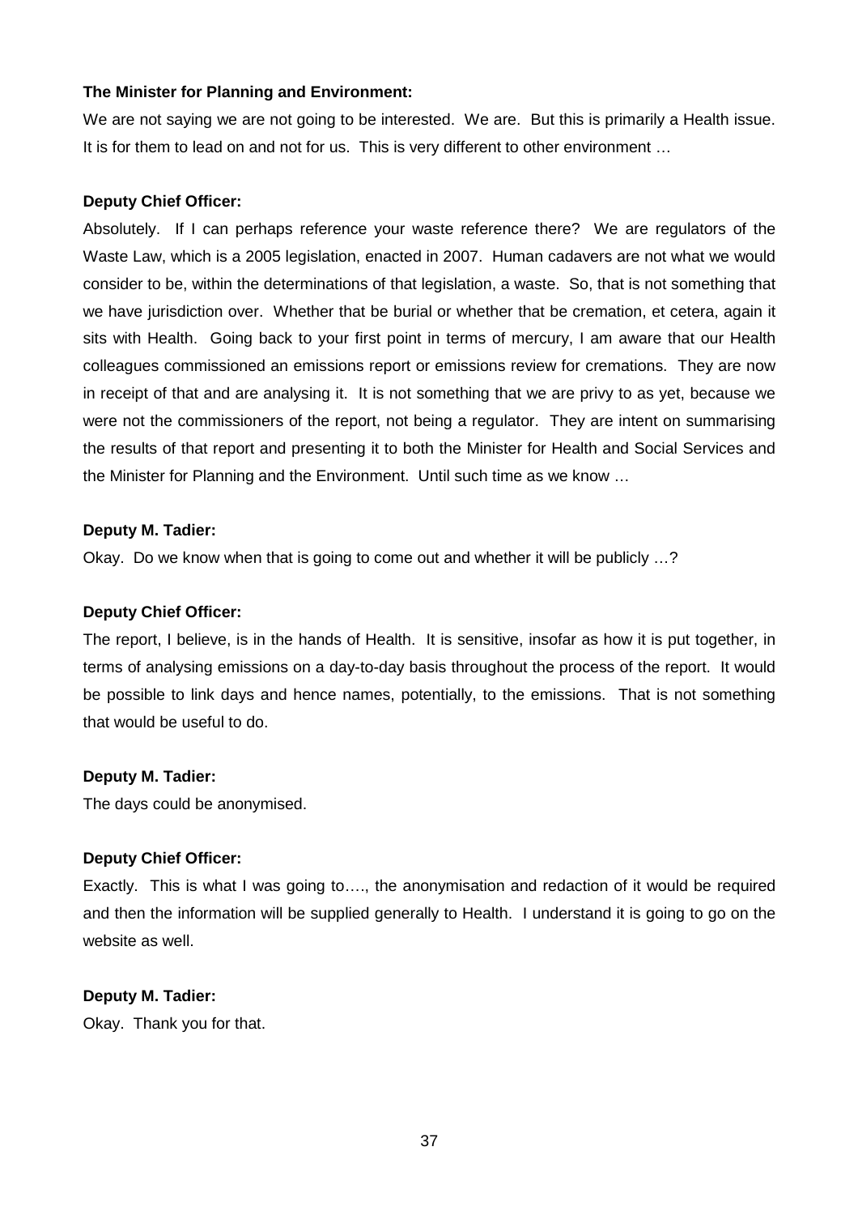**The Minister for Planning and Environment:**

We are not saying we are not going to be interested. We are. But this is primarily a Health issue. It is for them to lead on and not for us. This is very different to other environment …

**Deputy Chief Officer:**

Absolutely. If I can perhaps reference your waste reference there? We are regulators of the Waste Law, which is a 2005 legislation, enacted in 2007. Human cadavers are not what we would consider to be, within the determinations of that legislation, a waste. So, that is not something that we have jurisdiction over. Whether that be burial or whether that be cremation, et cetera, again it sits with Health. Going back to your first point in terms of mercury, I am aware that our Health colleagues commissioned an emissions report or emissions review for cremations. They are now in receipt of that and are analysing it. It is not something that we are privy to as yet, because we were not the commissioners of the report, not being a regulator. They are intent on summarising the results of that report and presenting it to both the Minister for Health and Social Services and the Minister for Planning and the Environment. Until such time as we know …

**Deputy M. Tadier:**

Okay. Do we know when that is going to come out and whether it will be publicly …?

**Deputy Chief Officer:**

The report, I believe, is in the hands of Health. It is sensitive, insofar as how it is put together, in terms of analysing emissions on a day-to-day basis throughout the process of the report. It would be possible to link days and hence names, potentially, to the emissions. That is not something that would be useful to do.

**Deputy M. Tadier:**

The days could be anonymised.

**Deputy Chief Officer:**

Exactly. This is what I was going to…., the anonymisation and redaction of it would be required and then the information will be supplied generally to Health. I understand it is going to go on the website as well.

**Deputy M. Tadier:**

Okay. Thank you for that.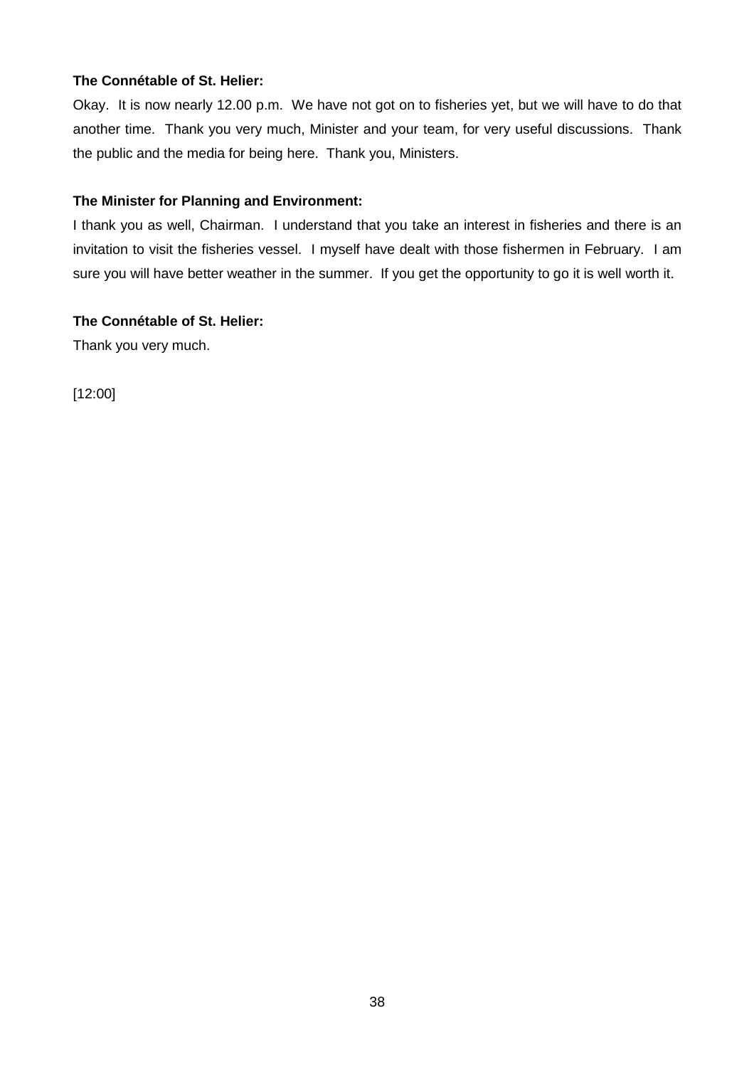**The Connétable of St. Helier:**

Okay. It is now nearly 12.00 p.m. We have not got on to fisheries yet, but we will have to do that another time. Thank you very much, Minister and your team, for very useful discussions. Thank the public and the media for being here. Thank you, Ministers.

**The Minister for Planning and Environment:**

I thank you as well, Chairman. I understand that you take an interest in fisheries and there is an invitation to visit the fisheries vessel. I myself have dealt with those fishermen in February. I am sure you will have better weather in the summer. If you get the opportunity to go it is well worth it.

**The Connétable of St. Helier:**

Thank you very much.

[12:00]